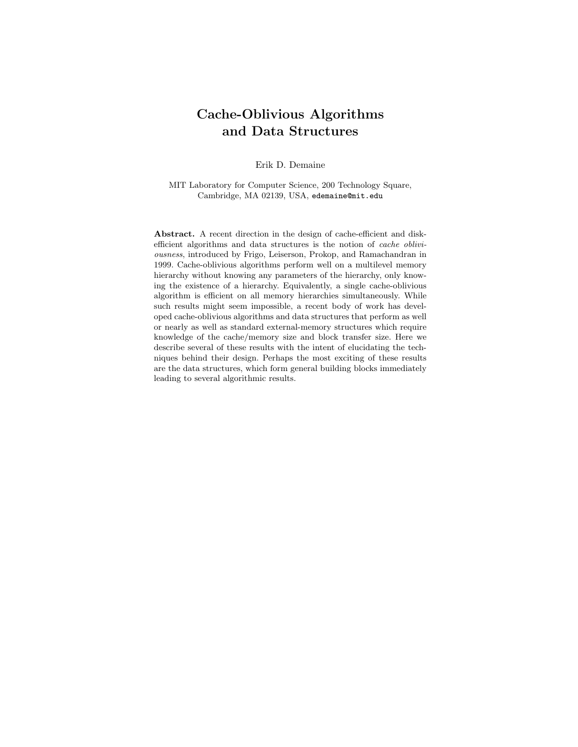# Cache-Oblivious Algorithms and Data Structures

Erik D. Demaine

MIT Laboratory for Computer Science, 200 Technology Square, Cambridge, MA 02139, USA, `edemaine@mit.edu`

**Abstract.** A recent direction in the design of cache-efficient and disk-efficient algorithms and data structures is the notion of *cache obliviousness*, introduced by Frigo, Leiserson, Prokop, and Ramachandran in 1999. Cache-oblivious algorithms perform well on a multilevel memory hierarchy without knowing any parameters of the hierarchy, only knowing the existence of a hierarchy. Equivalently, a single cache-oblivious algorithm is efficient on all memory hierarchies simultaneously. While such results might seem impossible, a recent body of work has developed cache-oblivious algorithms and data structures that perform as well or nearly as well as standard external-memory structures which require knowledge of the cache/memory size and block transfer size. Here we describe several of these results with the intent of elucidating the techniques behind their design. Perhaps the most exciting of these results are the data structures, which form general building blocks immediately leading to several algorithmic results.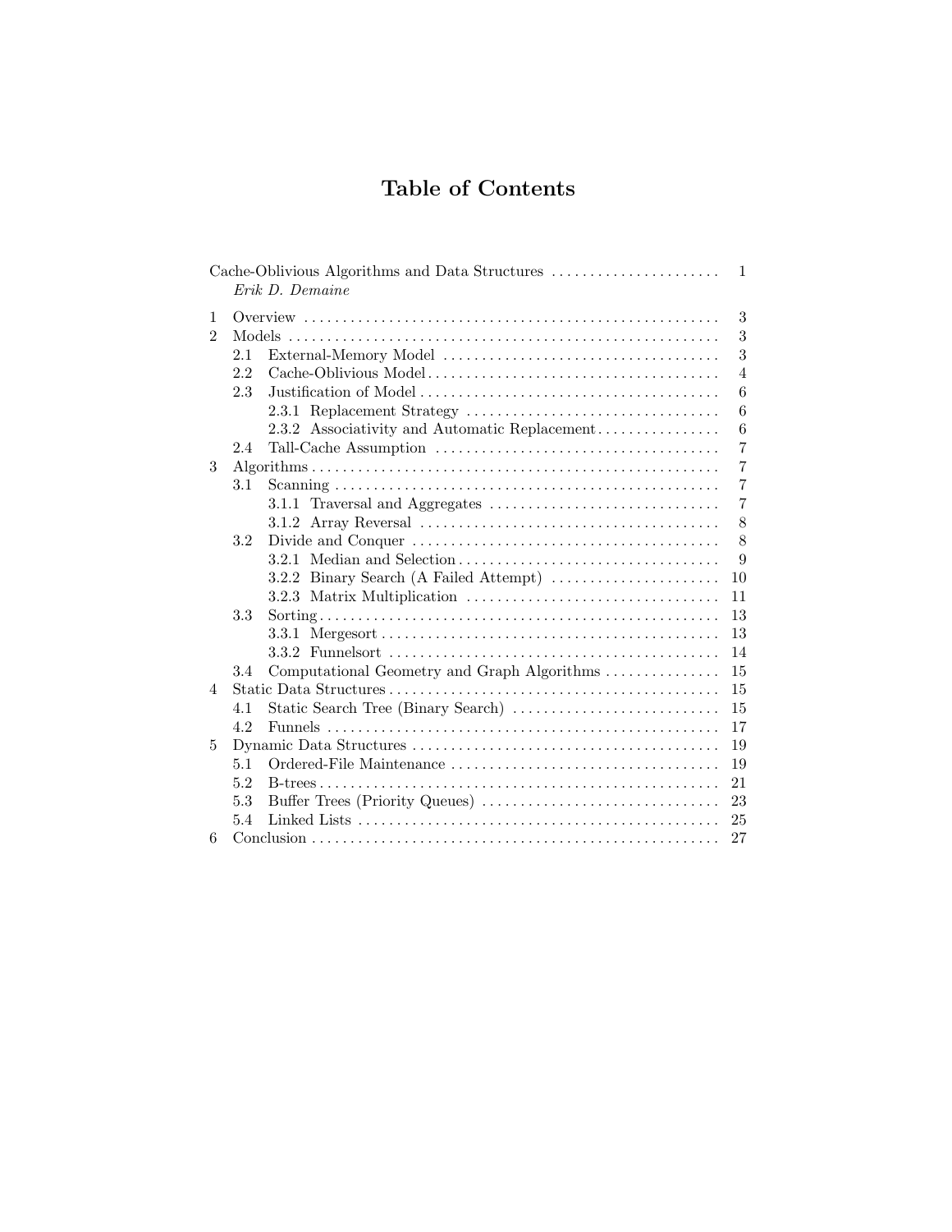# Table of Contents

Cache-Oblivious Algorithms and Data Structures ..... 1
*Erik D. Demaine*

1 Overview ..... 3
2 Models ..... 3
  2.1 External-Memory Model ..... 3
  2.2 Cache-Oblivious Model ..... 4
  2.3 Justification of Model ..... 6
    2.3.1 Replacement Strategy ..... 6
    2.3.2 Associativity and Automatic Replacement ..... 6
  2.4 Tall-Cache Assumption ..... 7
3 Algorithms ..... 7
  3.1 Scanning ..... 7
    3.1.1 Traversal and Aggregates ..... 7
    3.1.2 Array Reversal ..... 8
  3.2 Divide and Conquer ..... 8
    3.2.1 Median and Selection ..... 9
    3.2.2 Binary Search (A Failed Attempt) ..... 10
    3.2.3 Matrix Multiplication ..... 11
  3.3 Sorting ..... 13
    3.3.1 Mergesort ..... 13
    3.3.2 Funnelsort ..... 14
  3.4 Computational Geometry and Graph Algorithms ..... 15
4 Static Data Structures ..... 15
  4.1 Static Search Tree (Binary Search) ..... 15
  4.2 Funnels ..... 17
5 Dynamic Data Structures ..... 19
  5.1 Ordered-File Maintenance ..... 19
  5.2 B-trees ..... 21
  5.3 Buffer Trees (Priority Queues) ..... 23
  5.4 Linked Lists ..... 25
6 Conclusion ..... 27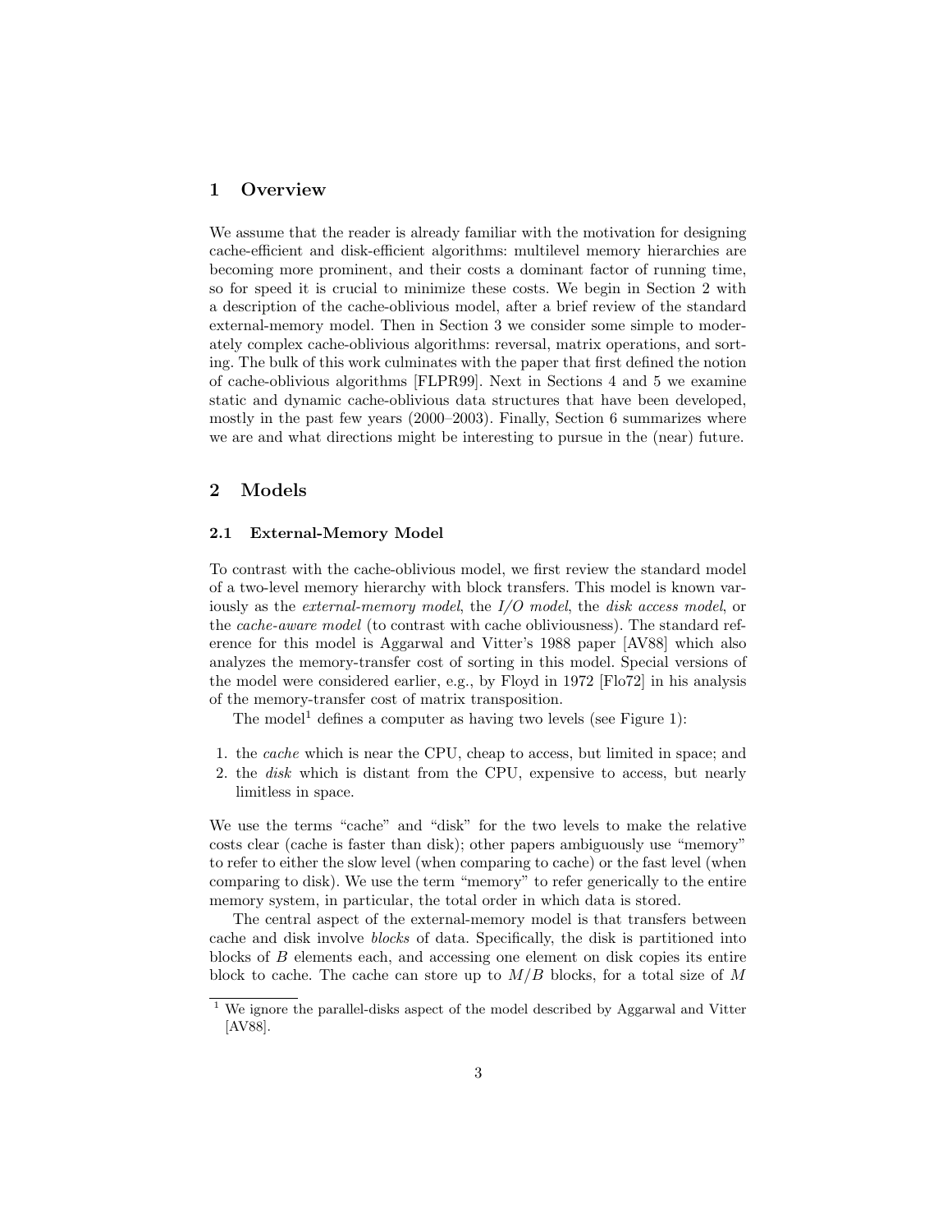## 1 Overview

We assume that the reader is already familiar with the motivation for designing cache-efficient and disk-efficient algorithms: multilevel memory hierarchies are becoming more prominent, and their costs a dominant factor of running time, so for speed it is crucial to minimize these costs. We begin in Section 2 with a description of the cache-oblivious model, after a brief review of the standard external-memory model. Then in Section 3 we consider some simple to moderately complex cache-oblivious algorithms: reversal, matrix operations, and sorting. The bulk of this work culminates with the paper that first defined the notion of cache-oblivious algorithms [FLPR99]. Next in Sections 4 and 5 we examine static and dynamic cache-oblivious data structures that have been developed, mostly in the past few years (2000–2003). Finally, Section 6 summarizes where we are and what directions might be interesting to pursue in the (near) future.

## 2 Models

### 2.1 External-Memory Model

To contrast with the cache-oblivious model, we first review the standard model of a two-level memory hierarchy with block transfers. This model is known variously as the *external-memory model*, the *I/O model*, the *disk access model*, or the *cache-aware model* (to contrast with cache obliviousness). The standard reference for this model is Aggarwal and Vitter's 1988 paper [AV88] which also analyzes the memory-transfer cost of sorting in this model. Special versions of the model were considered earlier, e.g., by Floyd in 1972 [Flo72] in his analysis of the memory-transfer cost of matrix transposition.

The model[1] defines a computer as having two levels (see Figure 1):

1. the *cache* which is near the CPU, cheap to access, but limited in space; and
2. the *disk* which is distant from the CPU, expensive to access, but nearly limitless in space.

We use the terms "cache" and "disk" for the two levels to make the relative costs clear (cache is faster than disk); other papers ambiguously use "memory" to refer to either the slow level (when comparing to cache) or the fast level (when comparing to disk). We use the term "memory" to refer generically to the entire memory system, in particular, the total order in which data is stored.

The central aspect of the external-memory model is that transfers between cache and disk involve *blocks* of data. Specifically, the disk is partitioned into blocks of $B$ elements each, and accessing one element on disk copies its entire block to cache. The cache can store up to $M/B$ blocks, for a total size of $M$

[1] We ignore the parallel-disks aspect of the model described by Aggarwal and Vitter [AV88].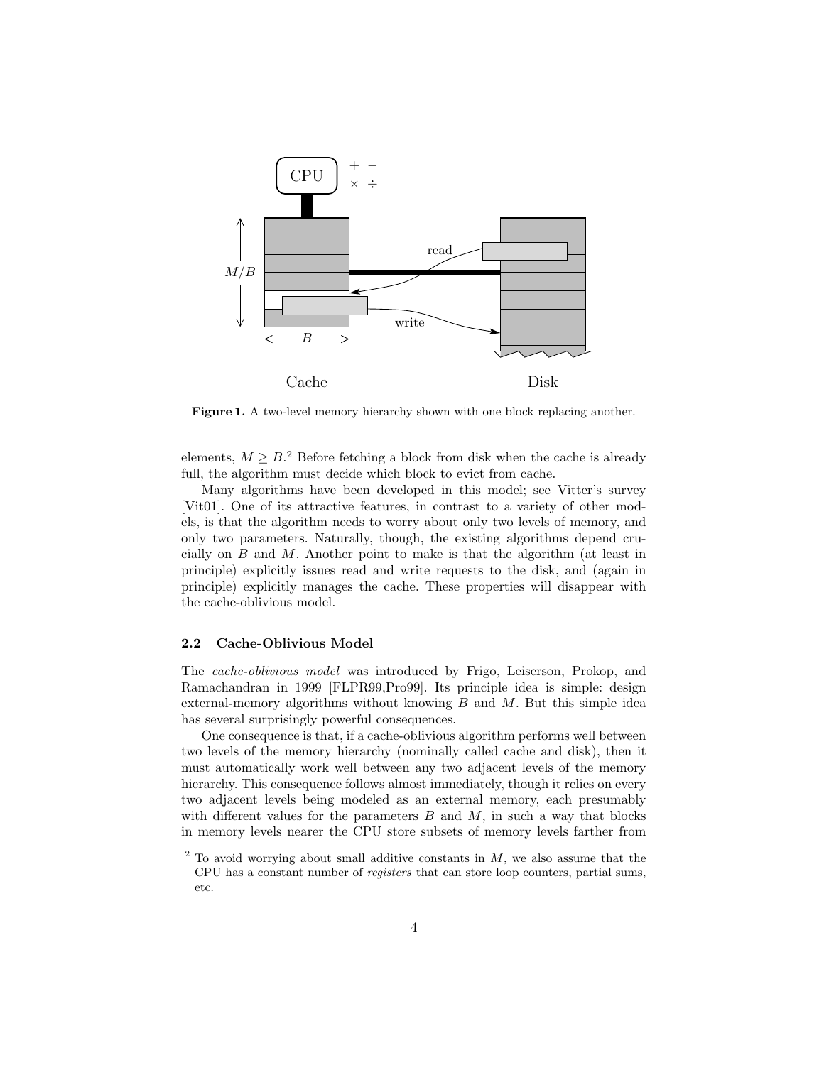Figure 1. A two-level memory hierarchy shown with one block replacing another.

elements, $M \geq B$.[2] Before fetching a block from disk when the cache is already full, the algorithm must decide which block to evict from cache.

Many algorithms have been developed in this model; see Vitter's survey [Vit01]. One of its attractive features, in contrast to a variety of other models, is that the algorithm needs to worry about only two levels of memory, and only two parameters. Naturally, though, the existing algorithms depend crucially on $B$ and $M$. Another point to make is that the algorithm (at least in principle) explicitly issues read and write requests to the disk, and (again in principle) explicitly manages the cache. These properties will disappear with the cache-oblivious model.

### 2.2 Cache-Oblivious Model

The *cache-oblivious model* was introduced by Frigo, Leiserson, Prokop, and Ramachandran in 1999 [FLPR99,Pro99]. Its principle idea is simple: design external-memory algorithms without knowing $B$ and $M$. But this simple idea has several surprisingly powerful consequences.

One consequence is that, if a cache-oblivious algorithm performs well between two levels of the memory hierarchy (nominally called cache and disk), then it must automatically work well between any two adjacent levels of the memory hierarchy. This consequence follows almost immediately, though it relies on every two adjacent levels being modeled as an external memory, each presumably with different values for the parameters $B$ and $M$, in such a way that blocks in memory levels nearer the CPU store subsets of memory levels farther from

[2] To avoid worrying about small additive constants in $M$, we also assume that the CPU has a constant number of *registers* that can store loop counters, partial sums, etc.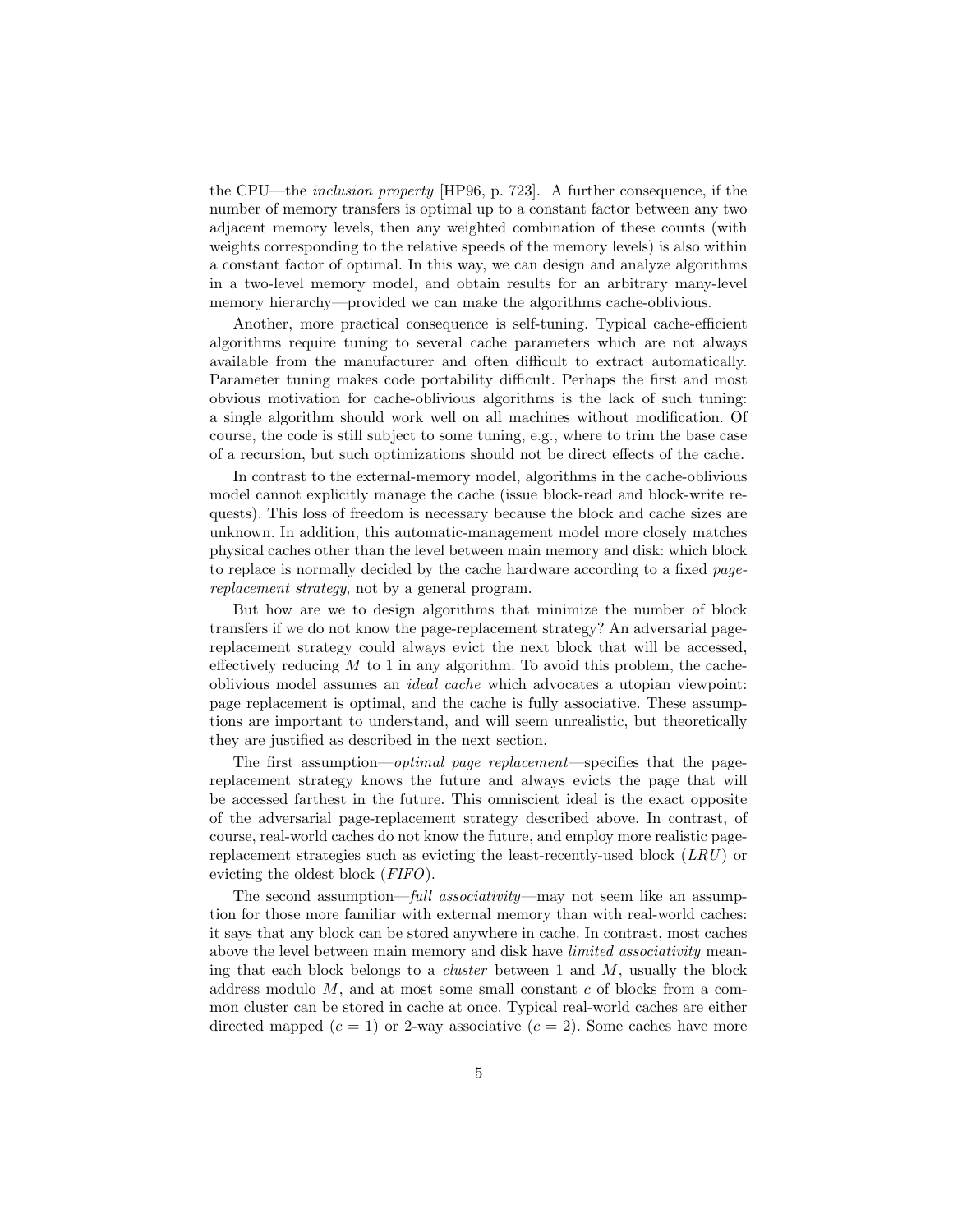the CPU—the *inclusion property* [HP96, p. 723]. A further consequence, if the number of memory transfers is optimal up to a constant factor between any two adjacent memory levels, then any weighted combination of these counts (with weights corresponding to the relative speeds of the memory levels) is also within a constant factor of optimal. In this way, we can design and analyze algorithms in a two-level memory model, and obtain results for an arbitrary many-level memory hierarchy—provided we can make the algorithms cache-oblivious.

Another, more practical consequence is self-tuning. Typical cache-efficient algorithms require tuning to several cache parameters which are not always available from the manufacturer and often difficult to extract automatically. Parameter tuning makes code portability difficult. Perhaps the first and most obvious motivation for cache-oblivious algorithms is the lack of such tuning: a single algorithm should work well on all machines without modification. Of course, the code is still subject to some tuning, e.g., where to trim the base case of a recursion, but such optimizations should not be direct effects of the cache.

In contrast to the external-memory model, algorithms in the cache-oblivious model cannot explicitly manage the cache (issue block-read and block-write requests). This loss of freedom is necessary because the block and cache sizes are unknown. In addition, this automatic-management model more closely matches physical caches other than the level between main memory and disk: which block to replace is normally decided by the cache hardware according to a fixed *page-replacement strategy*, not by a general program.

But how are we to design algorithms that minimize the number of block transfers if we do not know the page-replacement strategy? An adversarial page-replacement strategy could always evict the next block that will be accessed, effectively reducing $M$ to 1 in any algorithm. To avoid this problem, the cache-oblivious model assumes an *ideal cache* which advocates a utopian viewpoint: page replacement is optimal, and the cache is fully associative. These assumptions are important to understand, and will seem unrealistic, but theoretically they are justified as described in the next section.

The first assumption—*optimal page replacement*—specifies that the page-replacement strategy knows the future and always evicts the page that will be accessed farthest in the future. This omniscient ideal is the exact opposite of the adversarial page-replacement strategy described above. In contrast, of course, real-world caches do not know the future, and employ more realistic page-replacement strategies such as evicting the least-recently-used block (*LRU*) or evicting the oldest block (*FIFO*).

The second assumption—*full associativity*—may not seem like an assumption for those more familiar with external memory than with real-world caches: it says that any block can be stored anywhere in cache. In contrast, most caches above the level between main memory and disk have *limited associativity* meaning that each block belongs to a *cluster* between 1 and $M$, usually the block address modulo $M$, and at most some small constant $c$ of blocks from a common cluster can be stored in cache at once. Typical real-world caches are either directed mapped ($c = 1$) or 2-way associative ($c = 2$). Some caches have more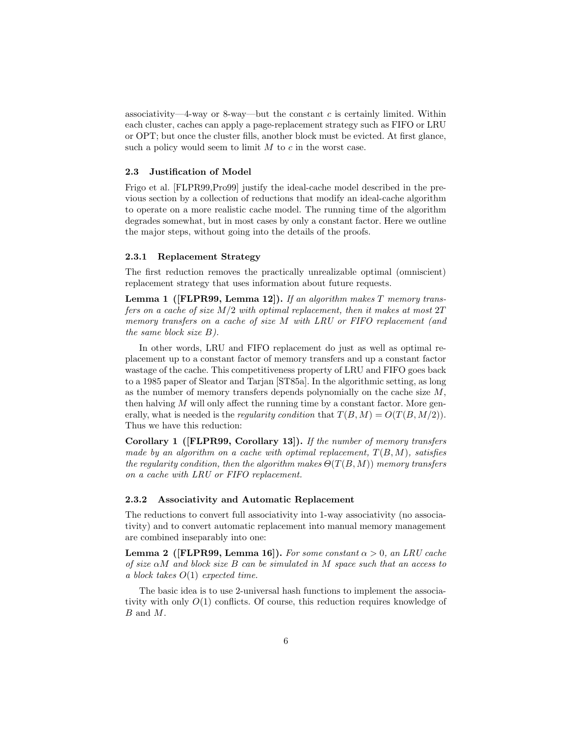associativity—4-way or 8-way—but the constant $c$ is certainly limited. Within each cluster, caches can apply a page-replacement strategy such as FIFO or LRU or OPT; but once the cluster fills, another block must be evicted. At first glance, such a policy would seem to limit $M$ to $c$ in the worst case.

### 2.3 Justification of Model

Frigo et al. [FLPR99,Pro99] justify the ideal-cache model described in the previous section by a collection of reductions that modify an ideal-cache algorithm to operate on a more realistic cache model. The running time of the algorithm degrades somewhat, but in most cases by only a constant factor. Here we outline the major steps, without going into the details of the proofs.

#### 2.3.1 Replacement Strategy

The first reduction removes the practically unrealizable optimal (omniscient) replacement strategy that uses information about future requests.

**Lemma 1 ([FLPR99, Lemma 12]).** *If an algorithm makes $T$ memory transfers on a cache of size $M/2$ with optimal replacement, then it makes at most $2T$ memory transfers on a cache of size $M$ with LRU or FIFO replacement (and the same block size $B$).*

In other words, LRU and FIFO replacement do just as well as optimal replacement up to a constant factor of memory transfers and up a constant factor wastage of the cache. This competitiveness property of LRU and FIFO goes back to a 1985 paper of Sleator and Tarjan [ST85a]. In the algorithmic setting, as long as the number of memory transfers depends polynomially on the cache size $M$, then halving $M$ will only affect the running time by a constant factor. More generally, what is needed is the *regularity condition* that $T(B, M) = O(T(B, M/2))$. Thus we have this reduction:

**Corollary 1 ([FLPR99, Corollary 13]).** *If the number of memory transfers made by an algorithm on a cache with optimal replacement, $T(B, M)$, satisfies the regularity condition, then the algorithm makes $\Theta(T(B, M))$ memory transfers on a cache with LRU or FIFO replacement.*

#### 2.3.2 Associativity and Automatic Replacement

The reductions to convert full associativity into 1-way associativity (no associativity) and to convert automatic replacement into manual memory management are combined inseparably into one:

**Lemma 2 ([FLPR99, Lemma 16]).** *For some constant $\alpha > 0$, an LRU cache of size $\alpha M$ and block size $B$ can be simulated in $M$ space such that an access to a block takes $O(1)$ expected time.*

The basic idea is to use 2-universal hash functions to implement the associativity with only $O(1)$ conflicts. Of course, this reduction requires knowledge of $B$ and $M$.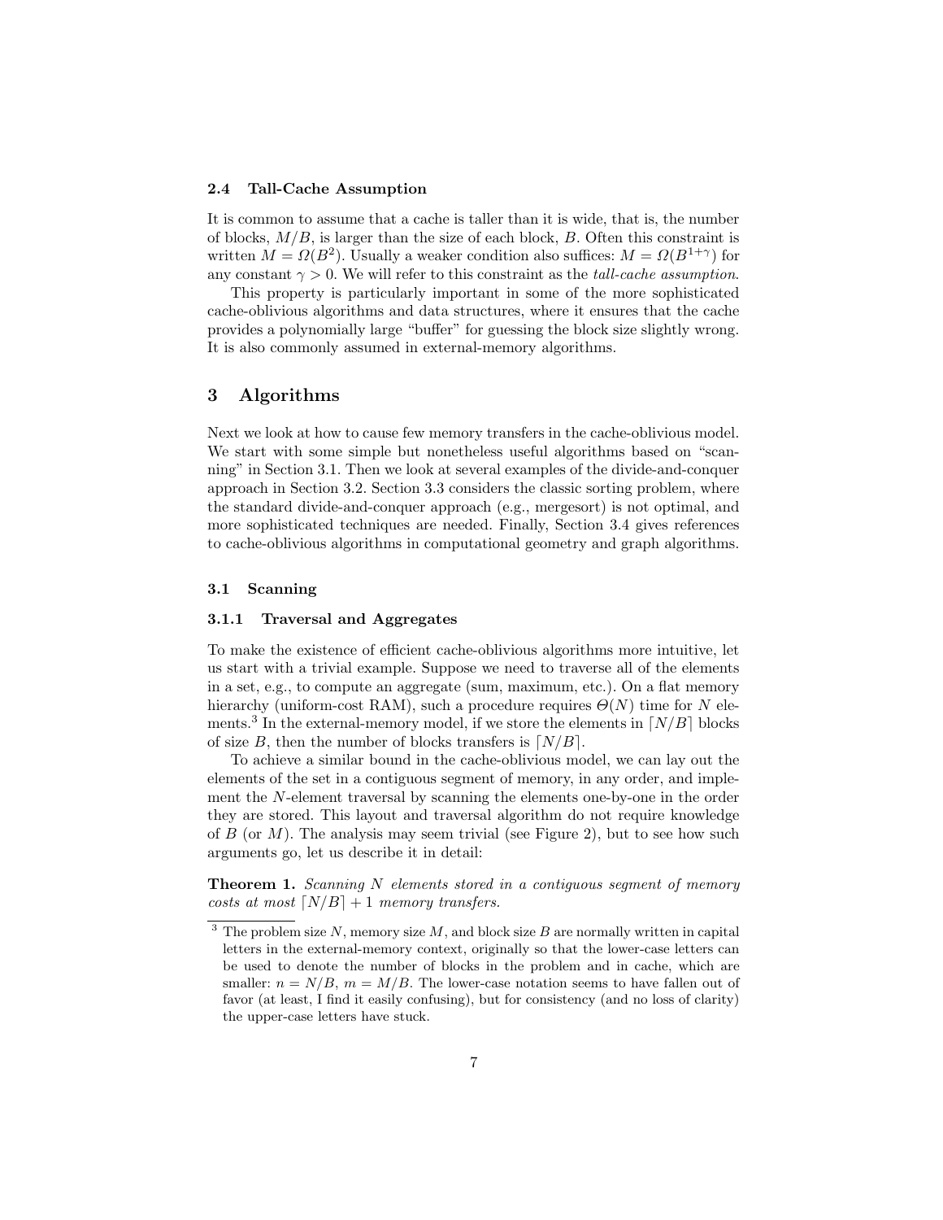### 2.4 Tall-Cache Assumption

It is common to assume that a cache is taller than it is wide, that is, the number of blocks, $M/B$, is larger than the size of each block, $B$. Often this constraint is written $M = \Omega(B^2)$. Usually a weaker condition also suffices: $M = \Omega(B^{1+\gamma})$ for any constant $\gamma > 0$. We will refer to this constraint as the *tall-cache assumption*.

This property is particularly important in some of the more sophisticated cache-oblivious algorithms and data structures, where it ensures that the cache provides a polynomially large "buffer" for guessing the block size slightly wrong. It is also commonly assumed in external-memory algorithms.

## 3 Algorithms

Next we look at how to cause few memory transfers in the cache-oblivious model. We start with some simple but nonetheless useful algorithms based on "scanning" in Section 3.1. Then we look at several examples of the divide-and-conquer approach in Section 3.2. Section 3.3 considers the classic sorting problem, where the standard divide-and-conquer approach (e.g., mergesort) is not optimal, and more sophisticated techniques are needed. Finally, Section 3.4 gives references to cache-oblivious algorithms in computational geometry and graph algorithms.

### 3.1 Scanning

#### 3.1.1 Traversal and Aggregates

To make the existence of efficient cache-oblivious algorithms more intuitive, let us start with a trivial example. Suppose we need to traverse all of the elements in a set, e.g., to compute an aggregate (sum, maximum, etc.). On a flat memory hierarchy (uniform-cost RAM), such a procedure requires $\Theta(N)$ time for $N$ elements.[3] In the external-memory model, if we store the elements in $\lceil N/B \rceil$ blocks of size $B$, then the number of blocks transfers is $\lceil N/B \rceil$.

To achieve a similar bound in the cache-oblivious model, we can lay out the elements of the set in a contiguous segment of memory, in any order, and implement the $N$-element traversal by scanning the elements one-by-one in the order they are stored. This layout and traversal algorithm do not require knowledge of $B$ (or $M$). The analysis may seem trivial (see Figure 2), but to see how such arguments go, let us describe it in detail:

**Theorem 1.** *Scanning $N$ elements stored in a contiguous segment of memory costs at most $\lceil N/B \rceil + 1$ memory transfers.*

[3] The problem size $N$, memory size $M$, and block size $B$ are normally written in capital letters in the external-memory context, originally so that the lower-case letters can be used to denote the number of blocks in the problem and in cache, which are smaller: $n = N/B$, $m = M/B$. The lower-case notation seems to have fallen out of favor (at least, I find it easily confusing), but for consistency (and no loss of clarity) the upper-case letters have stuck.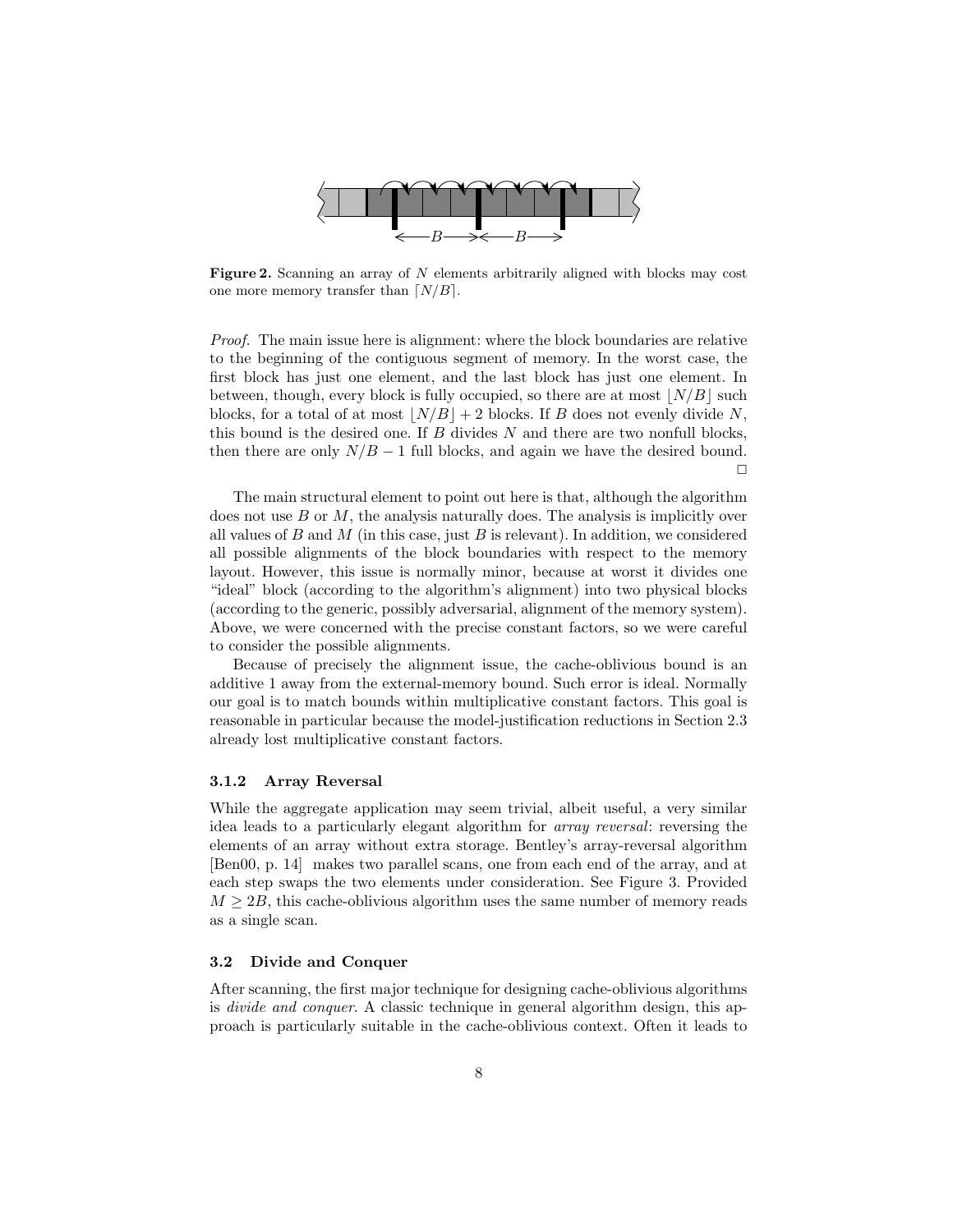**Figure 2.** Scanning an array of $N$ elements arbitrarily aligned with blocks may cost one more memory transfer than $\lceil N/B \rceil$.

*Proof.* The main issue here is alignment: where the block boundaries are relative to the beginning of the contiguous segment of memory. In the worst case, the first block has just one element, and the last block has just one element. In between, though, every block is fully occupied, so there are at most $\lfloor N/B \rfloor$ such blocks, for a total of at most $\lfloor N/B \rfloor + 2$ blocks. If $B$ does not evenly divide $N$, this bound is the desired one. If $B$ divides $N$ and there are two nonfull blocks, then there are only $N/B - 1$ full blocks, and again we have the desired bound. □

The main structural element to point out here is that, although the algorithm does not use $B$ or $M$, the analysis naturally does. The analysis is implicitly over all values of $B$ and $M$ (in this case, just $B$ is relevant). In addition, we considered all possible alignments of the block boundaries with respect to the memory layout. However, this issue is normally minor, because at worst it divides one "ideal" block (according to the algorithm's alignment) into two physical blocks (according to the generic, possibly adversarial, alignment of the memory system). Above, we were concerned with the precise constant factors, so we were careful to consider the possible alignments.

Because of precisely the alignment issue, the cache-oblivious bound is an additive 1 away from the external-memory bound. Such error is ideal. Normally our goal is to match bounds within multiplicative constant factors. This goal is reasonable in particular because the model-justification reductions in Section 2.3 already lost multiplicative constant factors.

### 3.1.2 Array Reversal

While the aggregate application may seem trivial, albeit useful, a very similar idea leads to a particularly elegant algorithm for *array reversal*: reversing the elements of an array without extra storage. Bentley's array-reversal algorithm [Ben00, p. 14] makes two parallel scans, one from each end of the array, and at each step swaps the two elements under consideration. See Figure 3. Provided $M \geq 2B$, this cache-oblivious algorithm uses the same number of memory reads as a single scan.

## 3.2 Divide and Conquer

After scanning, the first major technique for designing cache-oblivious algorithms is *divide and conquer*. A classic technique in general algorithm design, this approach is particularly suitable in the cache-oblivious context. Often it leads to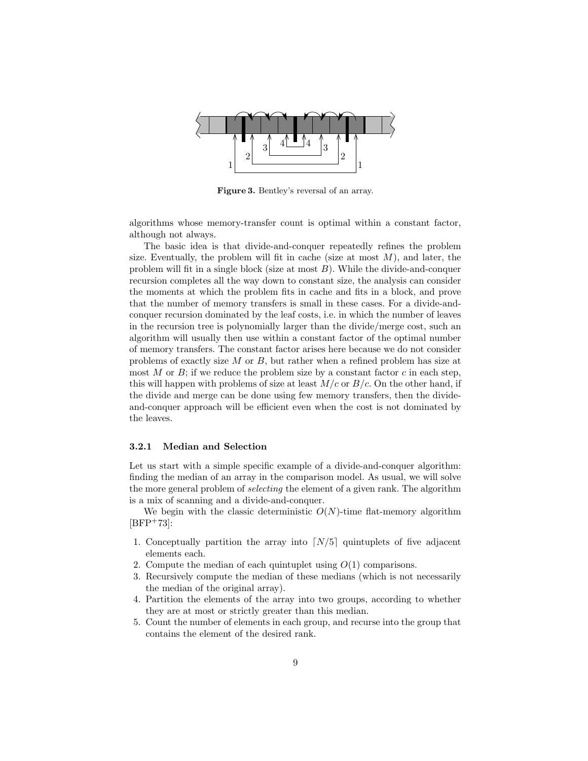**Figure 3.** Bentley's reversal of an array.

algorithms whose memory-transfer count is optimal within a constant factor, although not always.

The basic idea is that divide-and-conquer repeatedly refines the problem size. Eventually, the problem will fit in cache (size at most $M$), and later, the problem will fit in a single block (size at most $B$). While the divide-and-conquer recursion completes all the way down to constant size, the analysis can consider the moments at which the problem fits in cache and fits in a block, and prove that the number of memory transfers is small in these cases. For a divide-and-conquer recursion dominated by the leaf costs, i.e. in which the number of leaves in the recursion tree is polynomially larger than the divide/merge cost, such an algorithm will usually then use within a constant factor of the optimal number of memory transfers. The constant factor arises here because we do not consider problems of exactly size $M$ or $B$, but rather when a refined problem has size at most $M$ or $B$; if we reduce the problem size by a constant factor $c$ in each step, this will happen with problems of size at least $M/c$ or $B/c$. On the other hand, if the divide and merge can be done using few memory transfers, then the divide-and-conquer approach will be efficient even when the cost is not dominated by the leaves.

### 3.2.1 Median and Selection

Let us start with a simple specific example of a divide-and-conquer algorithm: finding the median of an array in the comparison model. As usual, we will solve the more general problem of *selecting* the element of a given rank. The algorithm is a mix of scanning and a divide-and-conquer.

We begin with the classic deterministic $O(N)$-time flat-memory algorithm [BFP+73]:

1. Conceptually partition the array into $\lceil N/5 \rceil$ quintuplets of five adjacent elements each.
2. Compute the median of each quintuplet using $O(1)$ comparisons.
3. Recursively compute the median of these medians (which is not necessarily the median of the original array).
4. Partition the elements of the array into two groups, according to whether they are at most or strictly greater than this median.
5. Count the number of elements in each group, and recurse into the group that contains the element of the desired rank.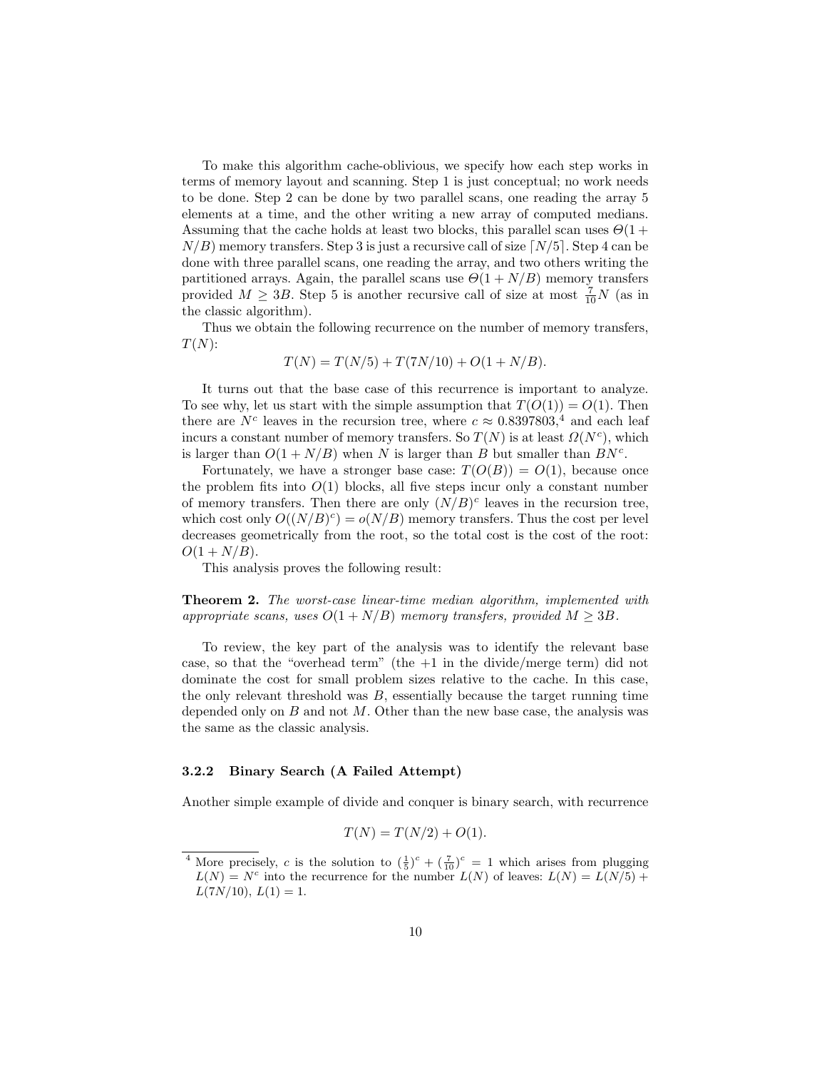To make this algorithm cache-oblivious, we specify how each step works in terms of memory layout and scanning. Step 1 is just conceptual; no work needs to be done. Step 2 can be done by two parallel scans, one reading the array 5 elements at a time, and the other writing a new array of computed medians. Assuming that the cache holds at least two blocks, this parallel scan uses $\Theta(1 + N/B)$ memory transfers. Step 3 is just a recursive call of size $\lceil N/5 \rceil$. Step 4 can be done with three parallel scans, one reading the array, and two others writing the partitioned arrays. Again, the parallel scans use $\Theta(1 + N/B)$ memory transfers provided $M \geq 3B$. Step 5 is another recursive call of size at most $\frac{7}{10}N$ (as in the classic algorithm).

Thus we obtain the following recurrence on the number of memory transfers, $T(N)$:

$$T(N) = T(N/5) + T(7N/10) + O(1 + N/B).$$

It turns out that the base case of this recurrence is important to analyze. To see why, let us start with the simple assumption that $T(O(1)) = O(1)$. Then there are $N^c$ leaves in the recursion tree, where $c \approx 0.8397803$,[4] and each leaf incurs a constant number of memory transfers. So $T(N)$ is at least $\Omega(N^c)$, which is larger than $O(1 + N/B)$ when $N$ is larger than $B$ but smaller than $BN^c$.

Fortunately, we have a stronger base case: $T(O(B)) = O(1)$, because once the problem fits into $O(1)$ blocks, all five steps incur only a constant number of memory transfers. Then there are only $(N/B)^c$ leaves in the recursion tree, which cost only $O((N/B)^c) = o(N/B)$ memory transfers. Thus the cost per level decreases geometrically from the root, so the total cost is the cost of the root: $O(1 + N/B)$.

This analysis proves the following result:

**Theorem 2.** *The worst-case linear-time median algorithm, implemented with appropriate scans, uses $O(1 + N/B)$ memory transfers, provided $M \geq 3B$.*

To review, the key part of the analysis was to identify the relevant base case, so that the "overhead term" (the +1 in the divide/merge term) did not dominate the cost for small problem sizes relative to the cache. In this case, the only relevant threshold was $B$, essentially because the target running time depended only on $B$ and not $M$. Other than the new base case, the analysis was the same as the classic analysis.

### 3.2.2 Binary Search (A Failed Attempt)

Another simple example of divide and conquer is binary search, with recurrence

$$T(N) = T(N/2) + O(1).$$

---

[4] More precisely, $c$ is the solution to $(\frac{1}{5})^c + (\frac{7}{10})^c = 1$ which arises from plugging $L(N) = N^c$ into the recurrence for the number $L(N)$ of leaves: $L(N) = L(N/5) + L(7N/10)$, $L(1) = 1$.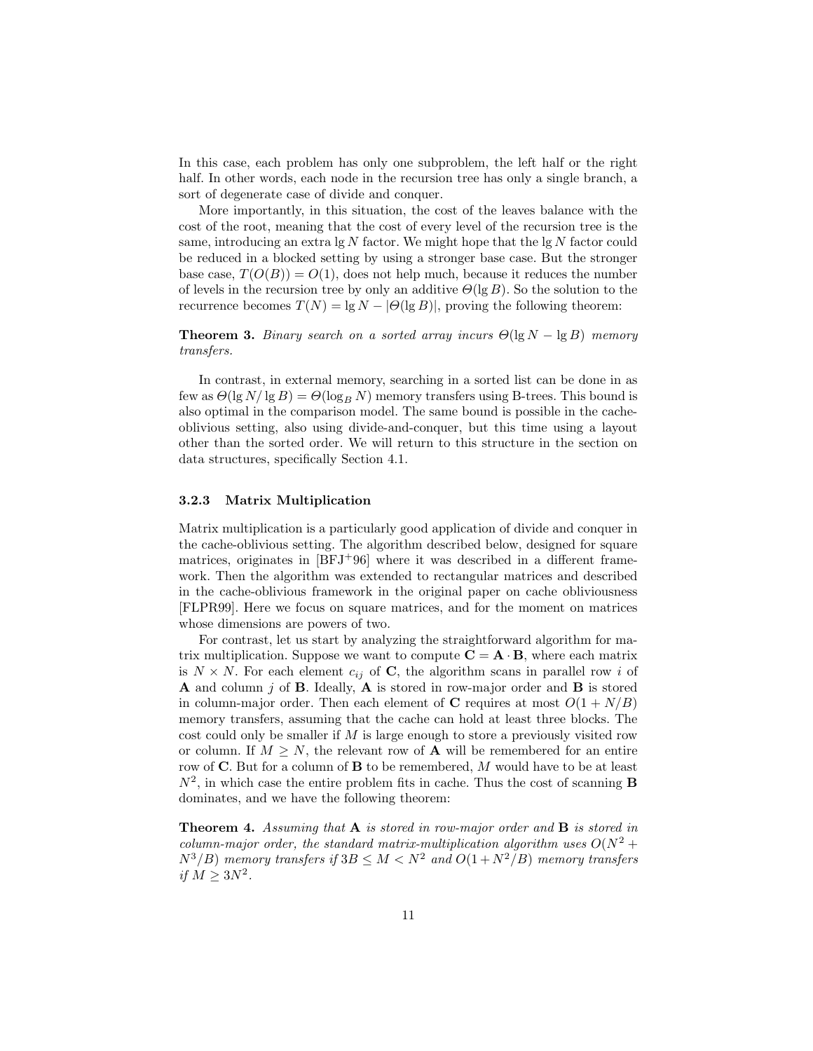In this case, each problem has only one subproblem, the left half or the right half. In other words, each node in the recursion tree has only a single branch, a sort of degenerate case of divide and conquer.

More importantly, in this situation, the cost of the leaves balance with the cost of the root, meaning that the cost of every level of the recursion tree is the same, introducing an extra $\lg N$ factor. We might hope that the $\lg N$ factor could be reduced in a blocked setting by using a stronger base case. But the stronger base case, $T(O(B)) = O(1)$, does not help much, because it reduces the number of levels in the recursion tree by only an additive $\Theta(\lg B)$. So the solution to the recurrence becomes $T(N) = \lg N - |\Theta(\lg B)|$, proving the following theorem:

**Theorem 3.** *Binary search on a sorted array incurs $\Theta(\lg N - \lg B)$ memory transfers.*

In contrast, in external memory, searching in a sorted list can be done in as few as $\Theta(\lg N/\lg B) = \Theta(\log_B N)$ memory transfers using B-trees. This bound is also optimal in the comparison model. The same bound is possible in the cache-oblivious setting, also using divide-and-conquer, but this time using a layout other than the sorted order. We will return to this structure in the section on data structures, specifically Section 4.1.

### 3.2.3 Matrix Multiplication

Matrix multiplication is a particularly good application of divide and conquer in the cache-oblivious setting. The algorithm described below, designed for square matrices, originates in [BFJ+96] where it was described in a different framework. Then the algorithm was extended to rectangular matrices and described in the cache-oblivious framework in the original paper on cache obliviousness [FLPR99]. Here we focus on square matrices, and for the moment on matrices whose dimensions are powers of two.

For contrast, let us start by analyzing the straightforward algorithm for matrix multiplication. Suppose we want to compute $\mathbf{C} = \mathbf{A} \cdot \mathbf{B}$, where each matrix is $N \times N$. For each element $c_{ij}$ of $\mathbf{C}$, the algorithm scans in parallel row $i$ of $\mathbf{A}$ and column $j$ of $\mathbf{B}$. Ideally, $\mathbf{A}$ is stored in row-major order and $\mathbf{B}$ is stored in column-major order. Then each element of $\mathbf{C}$ requires at most $O(1 + N/B)$ memory transfers, assuming that the cache can hold at least three blocks. The cost could only be smaller if $M$ is large enough to store a previously visited row or column. If $M \geq N$, the relevant row of $\mathbf{A}$ will be remembered for an entire row of $\mathbf{C}$. But for a column of $\mathbf{B}$ to be remembered, $M$ would have to be at least $N^2$, in which case the entire problem fits in cache. Thus the cost of scanning $\mathbf{B}$ dominates, and we have the following theorem:

**Theorem 4.** *Assuming that $\mathbf{A}$ is stored in row-major order and $\mathbf{B}$ is stored in column-major order, the standard matrix-multiplication algorithm uses $O(N^2 + N^3/B)$ memory transfers if $3B \leq M < N^2$ and $O(1 + N^2/B)$ memory transfers if $M \geq 3N^2$.*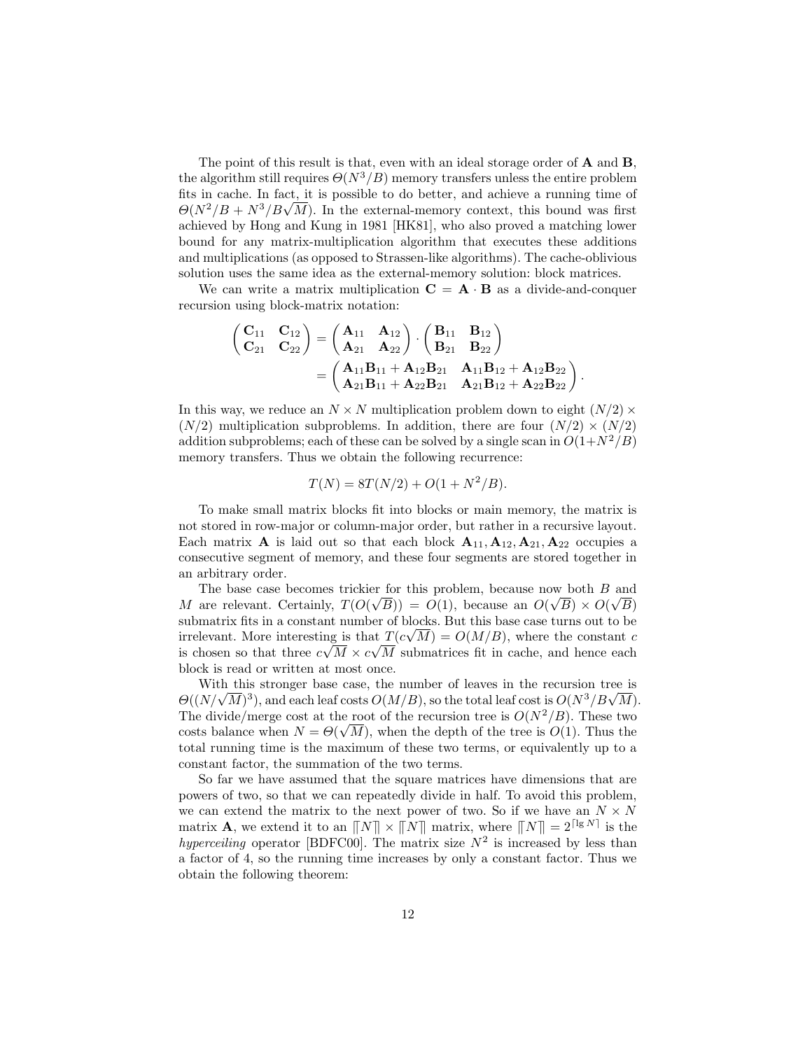The point of this result is that, even with an ideal storage order of $\mathbf{A}$ and $\mathbf{B}$, the algorithm still requires $\Theta(N^3/B)$ memory transfers unless the entire problem fits in cache. In fact, it is possible to do better, and achieve a running time of $\Theta(N^2/B + N^3/B\sqrt{M})$. In the external-memory context, this bound was first achieved by Hong and Kung in 1981 [HK81], who also proved a matching lower bound for any matrix-multiplication algorithm that executes these additions and multiplications (as opposed to Strassen-like algorithms). The cache-oblivious solution uses the same idea as the external-memory solution: block matrices.

We can write a matrix multiplication $\mathbf{C} = \mathbf{A} \cdot \mathbf{B}$ as a divide-and-conquer recursion using block-matrix notation:

$$\begin{aligned}
\begin{pmatrix} \mathbf{C}_{11} & \mathbf{C}_{12} \\ \mathbf{C}_{21} & \mathbf{C}_{22} \end{pmatrix} &= \begin{pmatrix} \mathbf{A}_{11} & \mathbf{A}_{12} \\ \mathbf{A}_{21} & \mathbf{A}_{22} \end{pmatrix} \cdot \begin{pmatrix} \mathbf{B}_{11} & \mathbf{B}_{12} \\ \mathbf{B}_{21} & \mathbf{B}_{22} \end{pmatrix} \\
&= \begin{pmatrix} \mathbf{A}_{11}\mathbf{B}_{11} + \mathbf{A}_{12}\mathbf{B}_{21} & \mathbf{A}_{11}\mathbf{B}_{12} + \mathbf{A}_{12}\mathbf{B}_{22} \\ \mathbf{A}_{21}\mathbf{B}_{11} + \mathbf{A}_{22}\mathbf{B}_{21} & \mathbf{A}_{21}\mathbf{B}_{12} + \mathbf{A}_{22}\mathbf{B}_{22} \end{pmatrix}.
\end{aligned}$$

In this way, we reduce an $N \times N$ multiplication problem down to eight $(N/2) \times (N/2)$ multiplication subproblems. In addition, there are four $(N/2) \times (N/2)$ addition subproblems; each of these can be solved by a single scan in $O(1+N^2/B)$ memory transfers. Thus we obtain the following recurrence:

$$T(N) = 8T(N/2) + O(1 + N^2/B).$$

To make small matrix blocks fit into blocks or main memory, the matrix is not stored in row-major or column-major order, but rather in a recursive layout. Each matrix $\mathbf{A}$ is laid out so that each block $\mathbf{A}_{11}, \mathbf{A}_{12}, \mathbf{A}_{21}, \mathbf{A}_{22}$ occupies a consecutive segment of memory, and these four segments are stored together in an arbitrary order.

The base case becomes trickier for this problem, because now both $B$ and $M$ are relevant. Certainly, $T(O(\sqrt{B})) = O(1)$, because an $O(\sqrt{B}) \times O(\sqrt{B})$ submatrix fits in a constant number of blocks. But this base case turns out to be irrelevant. More interesting is that $T(c\sqrt{M}) = O(M/B)$, where the constant $c$ is chosen so that three $c\sqrt{M} \times c\sqrt{M}$ submatrices fit in cache, and hence each block is read or written at most once.

With this stronger base case, the number of leaves in the recursion tree is $\Theta((N/\sqrt{M})^3)$, and each leaf costs $O(M/B)$, so the total leaf cost is $O(N^3/B\sqrt{M})$. The divide/merge cost at the root of the recursion tree is $O(N^2/B)$. These two costs balance when $N = \Theta(\sqrt{M})$, when the depth of the tree is $O(1)$. Thus the total running time is the maximum of these two terms, or equivalently up to a constant factor, the summation of the two terms.

So far we have assumed that the square matrices have dimensions that are powers of two, so that we can repeatedly divide in half. To avoid this problem, we can extend the matrix to the next power of two. So if we have an $N \times N$ matrix $\mathbf{A}$, we extend it to an $\lceil\!\lceil N \rceil\!\rceil \times \lceil\!\lceil N \rceil\!\rceil$ matrix, where $\lceil\!\lceil N \rceil\!\rceil = 2^{\lceil \lg N \rceil}$ is the *hyperceiling* operator [BDFC00]. The matrix size $N^2$ is increased by less than a factor of 4, so the running time increases by only a constant factor. Thus we obtain the following theorem: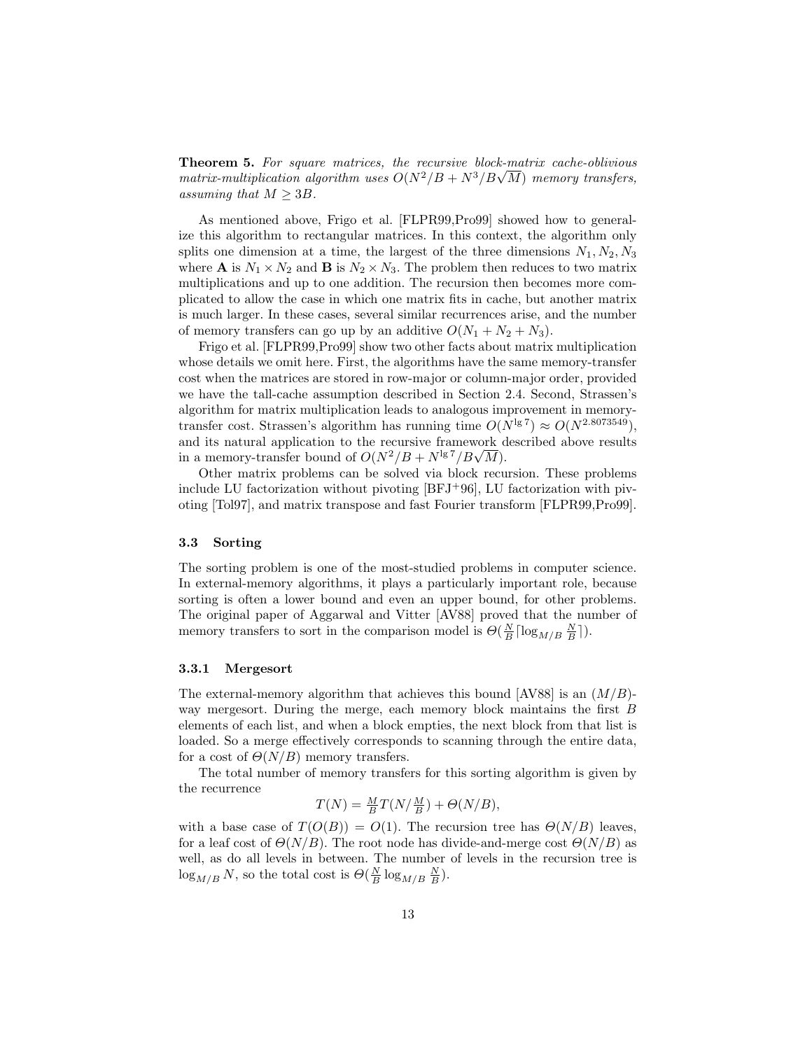**Theorem 5.** *For square matrices, the recursive block-matrix cache-oblivious matrix-multiplication algorithm uses $O(N^2/B + N^3/B\sqrt{M})$ memory transfers, assuming that $M \geq 3B$.*

As mentioned above, Frigo et al. [FLPR99,Pro99] showed how to generalize this algorithm to rectangular matrices. In this context, the algorithm only splits one dimension at a time, the largest of the three dimensions $N_1, N_2, N_3$ where $\mathbf{A}$ is $N_1 \times N_2$ and $\mathbf{B}$ is $N_2 \times N_3$. The problem then reduces to two matrix multiplications and up to one addition. The recursion then becomes more complicated to allow the case in which one matrix fits in cache, but another matrix is much larger. In these cases, several similar recurrences arise, and the number of memory transfers can go up by an additive $O(N_1 + N_2 + N_3)$.

Frigo et al. [FLPR99,Pro99] show two other facts about matrix multiplication whose details we omit here. First, the algorithms have the same memory-transfer cost when the matrices are stored in row-major or column-major order, provided we have the tall-cache assumption described in Section 2.4. Second, Strassen's algorithm for matrix multiplication leads to analogous improvement in memory-transfer cost. Strassen's algorithm has running time $O(N^{\lg 7}) \approx O(N^{2.8073549})$, and its natural application to the recursive framework described above results in a memory-transfer bound of $O(N^2/B + N^{\lg 7}/B\sqrt{M})$.

Other matrix problems can be solved via block recursion. These problems include LU factorization without pivoting [BFJ+96], LU factorization with pivoting [Tol97], and matrix transpose and fast Fourier transform [FLPR99,Pro99].

### 3.3 Sorting

The sorting problem is one of the most-studied problems in computer science. In external-memory algorithms, it plays a particularly important role, because sorting is often a lower bound and even an upper bound, for other problems. The original paper of Aggarwal and Vitter [AV88] proved that the number of memory transfers to sort in the comparison model is $\Theta(\frac{N}{B}\lceil\log_{M/B}\frac{N}{B}\rceil)$.

#### 3.3.1 Mergesort

The external-memory algorithm that achieves this bound [AV88] is an $(M/B)$-way mergesort. During the merge, each memory block maintains the first $B$ elements of each list, and when a block empties, the next block from that list is loaded. So a merge effectively corresponds to scanning through the entire data, for a cost of $\Theta(N/B)$ memory transfers.

The total number of memory transfers for this sorting algorithm is given by the recurrence

$$T(N) = \tfrac{M}{B} T(N/\tfrac{M}{B}) + \Theta(N/B),$$

with a base case of $T(O(B)) = O(1)$. The recursion tree has $\Theta(N/B)$ leaves, for a leaf cost of $\Theta(N/B)$. The root node has divide-and-merge cost $\Theta(N/B)$ as well, as do all levels in between. The number of levels in the recursion tree is $\log_{M/B} N$, so the total cost is $\Theta(\frac{N}{B}\log_{M/B}\frac{N}{B})$.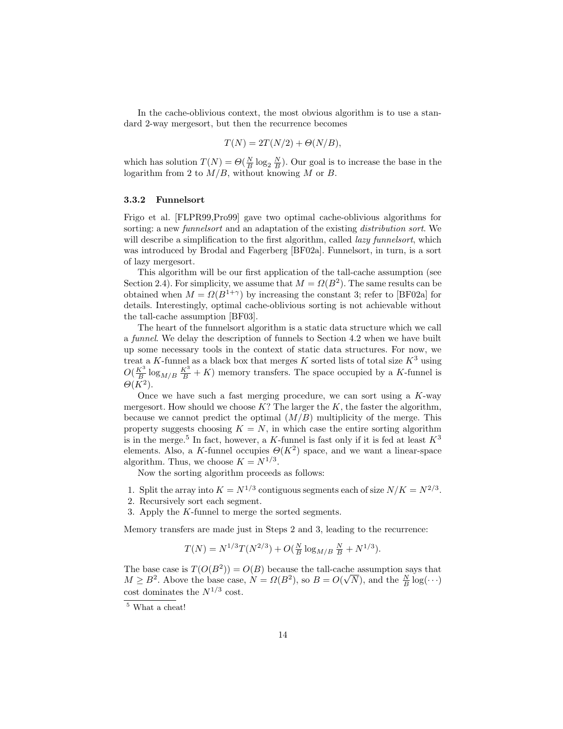In the cache-oblivious context, the most obvious algorithm is to use a standard 2-way mergesort, but then the recurrence becomes

$$T(N) = 2T(N/2) + \Theta(N/B),$$

which has solution $T(N) = \Theta(\frac{N}{B}\log_2 \frac{N}{B})$. Our goal is to increase the base in the logarithm from 2 to $M/B$, without knowing $M$ or $B$.

### 3.3.2 Funnelsort

Frigo et al. [FLPR99,Pro99] gave two optimal cache-oblivious algorithms for sorting: a new *funnelsort* and an adaptation of the existing *distribution sort*. We will describe a simplification to the first algorithm, called *lazy funnelsort*, which was introduced by Brodal and Fagerberg [BF02a]. Funnelsort, in turn, is a sort of lazy mergesort.

This algorithm will be our first application of the tall-cache assumption (see Section 2.4). For simplicity, we assume that $M = \Omega(B^2)$. The same results can be obtained when $M = \Omega(B^{1+\gamma})$ by increasing the constant 3; refer to [BF02a] for details. Interestingly, optimal cache-oblivious sorting is not achievable without the tall-cache assumption [BF03].

The heart of the funnelsort algorithm is a static data structure which we call a *funnel*. We delay the description of funnels to Section 4.2 when we have built up some necessary tools in the context of static data structures. For now, we treat a $K$-funnel as a black box that merges $K$ sorted lists of total size $K^3$ using $O(\frac{K^3}{B}\log_{M/B}\frac{K^3}{B} + K)$ memory transfers. The space occupied by a $K$-funnel is $\Theta(K^2)$.

Once we have such a fast merging procedure, we can sort using a $K$-way mergesort. How should we choose $K$? The larger the $K$, the faster the algorithm, because we cannot predict the optimal $(M/B)$ multiplicity of the merge. This property suggests choosing $K = N$, in which case the entire sorting algorithm is in the merge.[5] In fact, however, a $K$-funnel is fast only if it is fed at least $K^3$ elements. Also, a $K$-funnel occupies $\Theta(K^2)$ space, and we want a linear-space algorithm. Thus, we choose $K = N^{1/3}$.

Now the sorting algorithm proceeds as follows:

1. Split the array into $K = N^{1/3}$ contiguous segments each of size $N/K = N^{2/3}$.
2. Recursively sort each segment.
3. Apply the $K$-funnel to merge the sorted segments.

Memory transfers are made just in Steps 2 and 3, leading to the recurrence:

$$T(N) = N^{1/3}T(N^{2/3}) + O(\tfrac{N}{B}\log_{M/B}\tfrac{N}{B} + N^{1/3}).$$

The base case is $T(O(B^2)) = O(B)$ because the tall-cache assumption says that $M \geq B^2$. Above the base case, $N = \Omega(B^2)$, so $B = O(\sqrt{N})$, and the $\frac{N}{B}\log(\cdots)$ cost dominates the $N^{1/3}$ cost.

[5] What a cheat!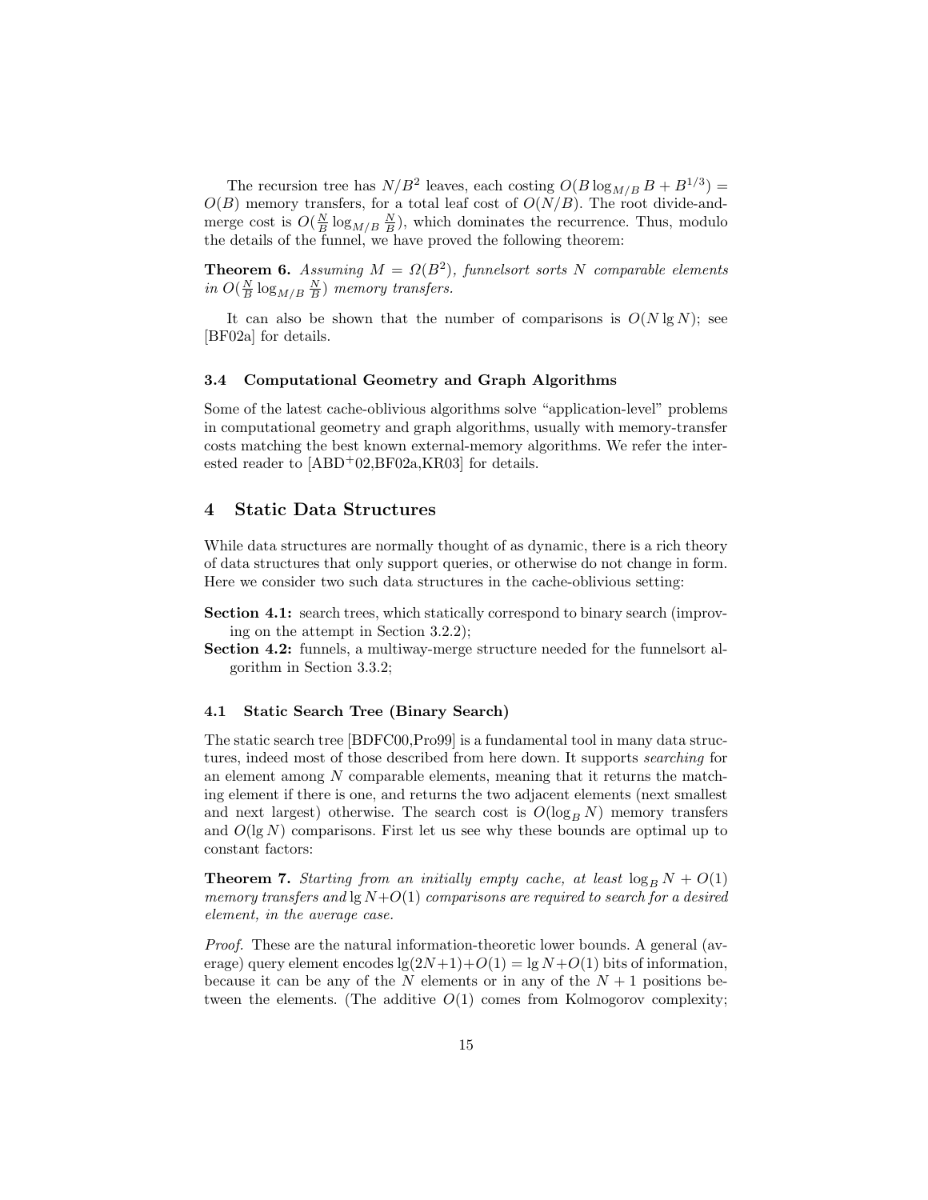The recursion tree has $N/B^2$ leaves, each costing $O(B \log_{M/B} B + B^{1/3}) = O(B)$ memory transfers, for a total leaf cost of $O(N/B)$. The root divide-and-merge cost is $O(\frac{N}{B} \log_{M/B} \frac{N}{B})$, which dominates the recurrence. Thus, modulo the details of the funnel, we have proved the following theorem:

**Theorem 6.** *Assuming $M = \Omega(B^2)$, funnelsort sorts $N$ comparable elements in $O(\frac{N}{B} \log_{M/B} \frac{N}{B})$ memory transfers.*

It can also be shown that the number of comparisons is $O(N \lg N)$; see [BF02a] for details.

### 3.4 Computational Geometry and Graph Algorithms

Some of the latest cache-oblivious algorithms solve "application-level" problems in computational geometry and graph algorithms, usually with memory-transfer costs matching the best known external-memory algorithms. We refer the interested reader to [ABD+02,BF02a,KR03] for details.

## 4 Static Data Structures

While data structures are normally thought of as dynamic, there is a rich theory of data structures that only support queries, or otherwise do not change in form. Here we consider two such data structures in the cache-oblivious setting:

**Section 4.1:** search trees, which statically correspond to binary search (improving on the attempt in Section 3.2.2);

**Section 4.2:** funnels, a multiway-merge structure needed for the funnelsort algorithm in Section 3.3.2;

### 4.1 Static Search Tree (Binary Search)

The static search tree [BDFC00,Pro99] is a fundamental tool in many data structures, indeed most of those described from here down. It supports *searching* for an element among $N$ comparable elements, meaning that it returns the matching element if there is one, and returns the two adjacent elements (next smallest and next largest) otherwise. The search cost is $O(\log_B N)$ memory transfers and $O(\lg N)$ comparisons. First let us see why these bounds are optimal up to constant factors:

**Theorem 7.** *Starting from an initially empty cache, at least $\log_B N + O(1)$ memory transfers and $\lg N + O(1)$ comparisons are required to search for a desired element, in the average case.*

*Proof.* These are the natural information-theoretic lower bounds. A general (average) query element encodes $\lg(2N+1) + O(1) = \lg N + O(1)$ bits of information, because it can be any of the $N$ elements or in any of the $N + 1$ positions between the elements. (The additive $O(1)$ comes from Kolmogorov complexity;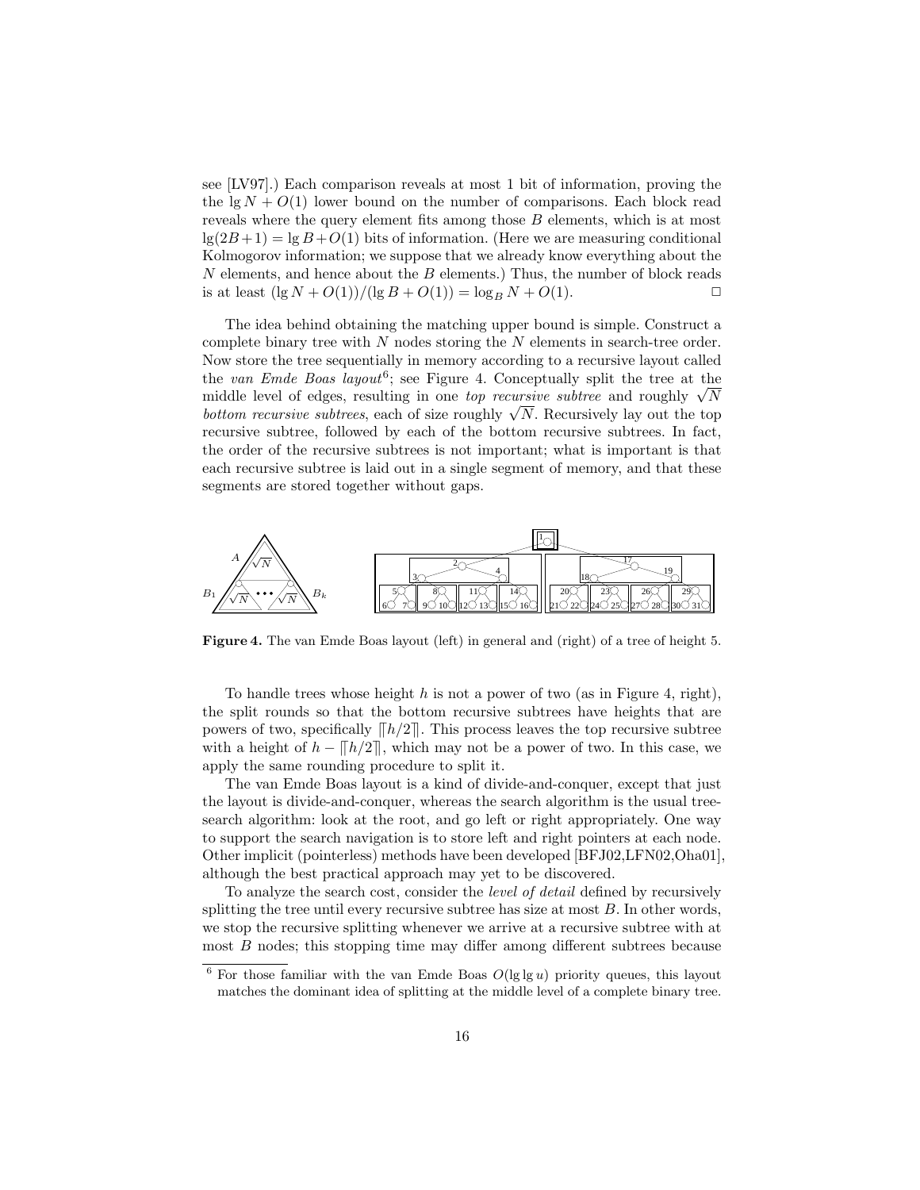see [LV97].) Each comparison reveals at most 1 bit of information, proving the the $\lg N + O(1)$ lower bound on the number of comparisons. Each block read reveals where the query element fits among those $B$ elements, which is at most $\lg(2B+1) = \lg B + O(1)$ bits of information. (Here we are measuring conditional Kolmogorov information; we suppose that we already know everything about the $N$ elements, and hence about the $B$ elements.) Thus, the number of block reads is at least $(\lg N + O(1))/(\lg B + O(1)) = \log_B N + O(1)$. □

The idea behind obtaining the matching upper bound is simple. Construct a complete binary tree with $N$ nodes storing the $N$ elements in search-tree order. Now store the tree sequentially in memory according to a recursive layout called the *van Emde Boas layout*[6]; see Figure 4. Conceptually split the tree at the middle level of edges, resulting in one *top recursive subtree* and roughly $\sqrt{N}$ *bottom recursive subtrees*, each of size roughly $\sqrt{N}$. Recursively lay out the top recursive subtree, followed by each of the bottom recursive subtrees. In fact, the order of the recursive subtrees is not important; what is important is that each recursive subtree is laid out in a single segment of memory, and that these segments are stored together without gaps.

**Figure 4.** The van Emde Boas layout (left) in general and (right) of a tree of height 5.

To handle trees whose height $h$ is not a power of two (as in Figure 4, right), the split rounds so that the bottom recursive subtrees have heights that are powers of two, specifically $\lceil\!\lceil h/2 \rceil\!\rceil$. This process leaves the top recursive subtree with a height of $h - \lceil\!\lceil h/2 \rceil\!\rceil$, which may not be a power of two. In this case, we apply the same rounding procedure to split it.

The van Emde Boas layout is a kind of divide-and-conquer, except that just the layout is divide-and-conquer, whereas the search algorithm is the usual tree-search algorithm: look at the root, and go left or right appropriately. One way to support the search navigation is to store left and right pointers at each node. Other implicit (pointerless) methods have been developed [BFJ02,LFN02,Oha01], although the best practical approach may yet to be discovered.

To analyze the search cost, consider the *level of detail* defined by recursively splitting the tree until every recursive subtree has size at most $B$. In other words, we stop the recursive splitting whenever we arrive at a recursive subtree with at most $B$ nodes; this stopping time may differ among different subtrees because

[6] For those familiar with the van Emde Boas $O(\lg \lg u)$ priority queues, this layout matches the dominant idea of splitting at the middle level of a complete binary tree.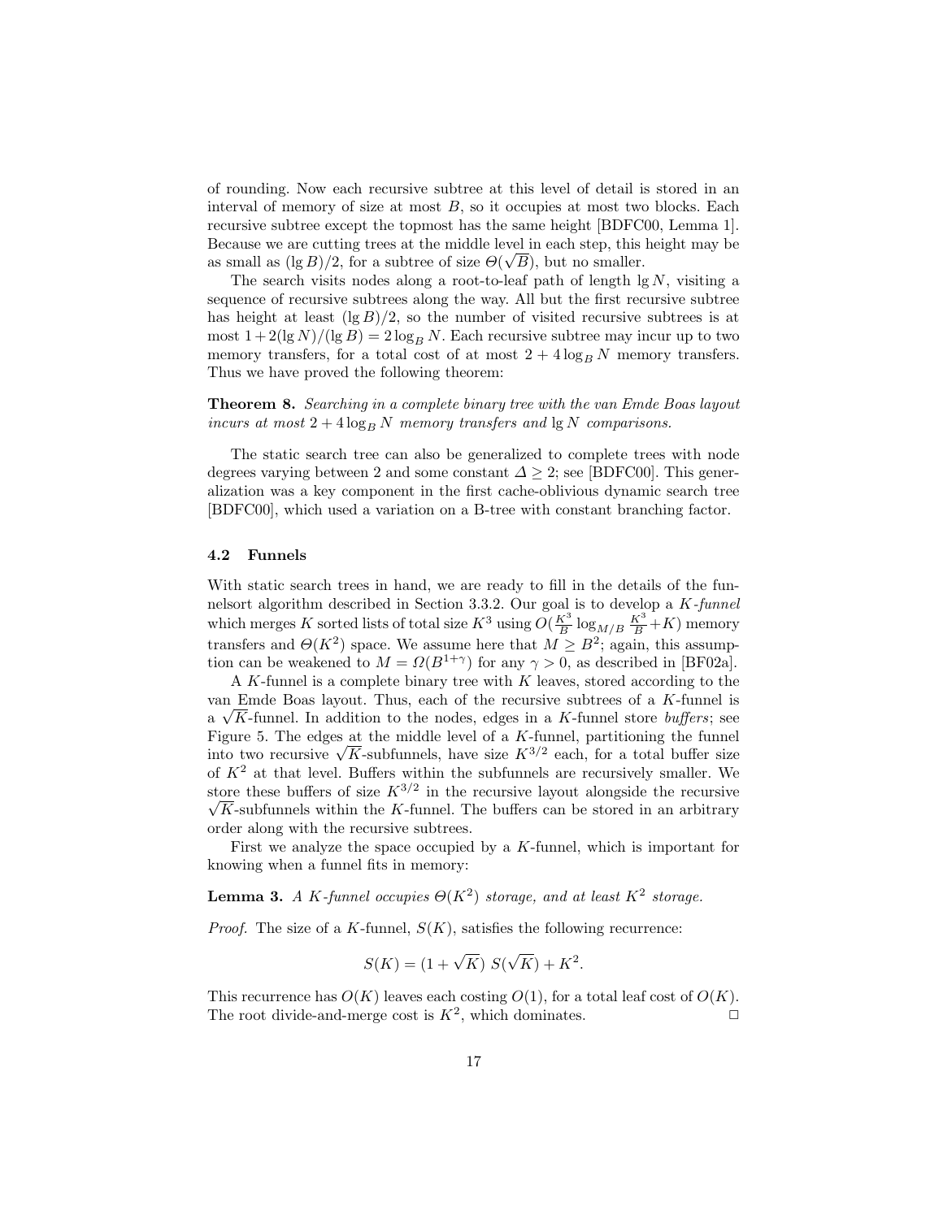of rounding. Now each recursive subtree at this level of detail is stored in an interval of memory of size at most $B$, so it occupies at most two blocks. Each recursive subtree except the topmost has the same height [BDFC00, Lemma 1]. Because we are cutting trees at the middle level in each step, this height may be as small as $(\lg B)/2$, for a subtree of size $\Theta(\sqrt{B})$, but no smaller.

The search visits nodes along a root-to-leaf path of length $\lg N$, visiting a sequence of recursive subtrees along the way. All but the first recursive subtree has height at least $(\lg B)/2$, so the number of visited recursive subtrees is at most $1 + 2(\lg N)/(\lg B) = 2 \log_B N$. Each recursive subtree may incur up to two memory transfers, for a total cost of at most $2 + 4 \log_B N$ memory transfers. Thus we have proved the following theorem:

**Theorem 8.** *Searching in a complete binary tree with the van Emde Boas layout incurs at most $2 + 4 \log_B N$ memory transfers and $\lg N$ comparisons.*

The static search tree can also be generalized to complete trees with node degrees varying between 2 and some constant $\Delta \geq 2$; see [BDFC00]. This generalization was a key component in the first cache-oblivious dynamic search tree [BDFC00], which used a variation on a B-tree with constant branching factor.

### 4.2 Funnels

With static search trees in hand, we are ready to fill in the details of the funnelsort algorithm described in Section 3.3.2. Our goal is to develop a *K-funnel* which merges $K$ sorted lists of total size $K^3$ using $O(\frac{K^3}{B} \log_{M/B} \frac{K^3}{B} + K)$ memory transfers and $\Theta(K^2)$ space. We assume here that $M \geq B^2$; again, this assumption can be weakened to $M = \Omega(B^{1+\gamma})$ for any $\gamma > 0$, as described in [BF02a].

A $K$-funnel is a complete binary tree with $K$ leaves, stored according to the van Emde Boas layout. Thus, each of the recursive subtrees of a $K$-funnel is a $\sqrt{K}$-funnel. In addition to the nodes, edges in a $K$-funnel store *buffers*; see Figure 5. The edges at the middle level of a $K$-funnel, partitioning the funnel into two recursive $\sqrt{K}$-subfunnels, have size $K^{3/2}$ each, for a total buffer size of $K^2$ at that level. Buffers within the subfunnels are recursively smaller. We store these buffers of size $K^{3/2}$ in the recursive layout alongside the recursive $\sqrt{K}$-subfunnels within the $K$-funnel. The buffers can be stored in an arbitrary order along with the recursive subtrees.

First we analyze the space occupied by a $K$-funnel, which is important for knowing when a funnel fits in memory:

**Lemma 3.** *A $K$-funnel occupies $\Theta(K^2)$ storage, and at least $K^2$ storage.*

*Proof.* The size of a $K$-funnel, $S(K)$, satisfies the following recurrence:

$$S(K) = (1 + \sqrt{K})\ S(\sqrt{K}) + K^2.$$

This recurrence has $O(K)$ leaves each costing $O(1)$, for a total leaf cost of $O(K)$. The root divide-and-merge cost is $K^2$, which dominates. □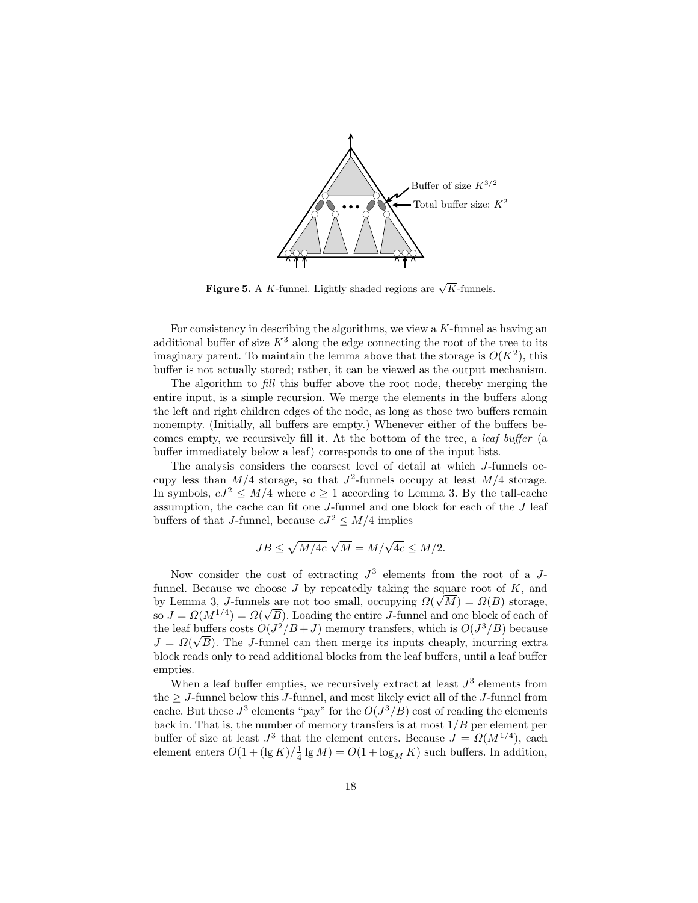Buffer of size $K^{3/2}$

Total buffer size: $K^2$

**Figure 5.** A $K$-funnel. Lightly shaded regions are $\sqrt{K}$-funnels.

For consistency in describing the algorithms, we view a $K$-funnel as having an additional buffer of size $K^3$ along the edge connecting the root of the tree to its imaginary parent. To maintain the lemma above that the storage is $O(K^2)$, this buffer is not actually stored; rather, it can be viewed as the output mechanism.

The algorithm to *fill* this buffer above the root node, thereby merging the entire input, is a simple recursion. We merge the elements in the buffers along the left and right children edges of the node, as long as those two buffers remain nonempty. (Initially, all buffers are empty.) Whenever either of the buffers becomes empty, we recursively fill it. At the bottom of the tree, a *leaf buffer* (a buffer immediately below a leaf) corresponds to one of the input lists.

The analysis considers the coarsest level of detail at which $J$-funnels occupy less than $M/4$ storage, so that $J^2$-funnels occupy at least $M/4$ storage. In symbols, $cJ^2 \leq M/4$ where $c \geq 1$ according to Lemma 3. By the tall-cache assumption, the cache can fit one $J$-funnel and one block for each of the $J$ leaf buffers of that $J$-funnel, because $cJ^2 \leq M/4$ implies

$$JB \leq \sqrt{M/4c}\,\sqrt{M} = M/\sqrt{4c} \leq M/2.$$

Now consider the cost of extracting $J^3$ elements from the root of a $J$-funnel. Because we choose $J$ by repeatedly taking the square root of $K$, and by Lemma 3, $J$-funnels are not too small, occupying $\Omega(\sqrt{M}) = \Omega(B)$ storage, so $J = \Omega(M^{1/4}) = \Omega(\sqrt{B})$. Loading the entire $J$-funnel and one block of each of the leaf buffers costs $O(J^2/B + J)$ memory transfers, which is $O(J^3/B)$ because $J = \Omega(\sqrt{B})$. The $J$-funnel can then merge its inputs cheaply, incurring extra block reads only to read additional blocks from the leaf buffers, until a leaf buffer empties.

When a leaf buffer empties, we recursively extract at least $J^3$ elements from the $\geq J$-funnel below this $J$-funnel, and most likely evict all of the $J$-funnel from cache. But these $J^3$ elements "pay" for the $O(J^3/B)$ cost of reading the elements back in. That is, the number of memory transfers is at most $1/B$ per element per buffer of size at least $J^3$ that the element enters. Because $J = \Omega(M^{1/4})$, each element enters $O(1 + (\lg K)/\frac{1}{4}\lg M) = O(1 + \log_M K)$ such buffers. In addition,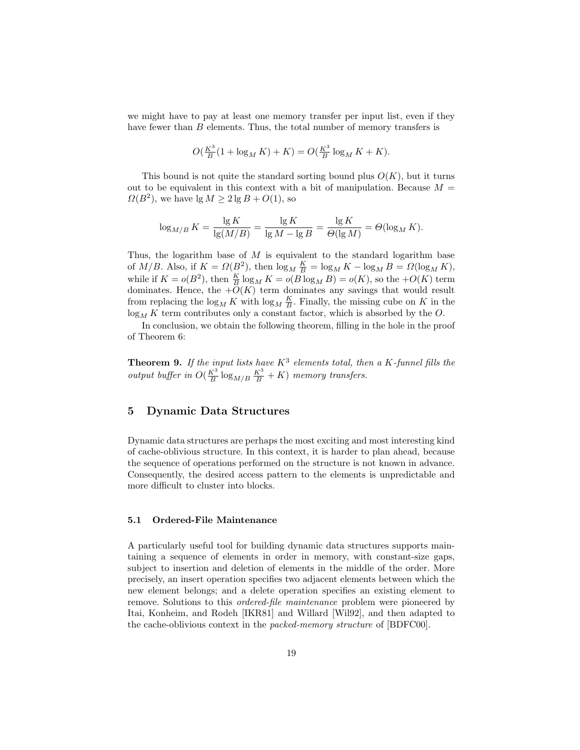we might have to pay at least one memory transfer per input list, even if they have fewer than $B$ elements. Thus, the total number of memory transfers is

$$O(\tfrac{K^3}{B}(1 + \log_M K) + K) = O(\tfrac{K^3}{B} \log_M K + K).$$

This bound is not quite the standard sorting bound plus $O(K)$, but it turns out to be equivalent in this context with a bit of manipulation. Because $M = \Omega(B^2)$, we have $\lg M \geq 2 \lg B + O(1)$, so

$$\log_{M/B} K = \frac{\lg K}{\lg(M/B)} = \frac{\lg K}{\lg M - \lg B} = \frac{\lg K}{\Theta(\lg M)} = \Theta(\log_M K).$$

Thus, the logarithm base of $M$ is equivalent to the standard logarithm base of $M/B$. Also, if $K = \Omega(B^2)$, then $\log_M \frac{K}{B} = \log_M K - \log_M B = \Omega(\log_M K)$, while if $K = o(B^2)$, then $\frac{K}{B} \log_M K = o(B \log_M B) = o(K)$, so the $+O(K)$ term dominates. Hence, the $+O(K)$ term dominates any savings that would result from replacing the $\log_M K$ with $\log_M \frac{K}{B}$. Finally, the missing cube on $K$ in the $\log_M K$ term contributes only a constant factor, which is absorbed by the $O$.

In conclusion, we obtain the following theorem, filling in the hole in the proof of Theorem 6:

**Theorem 9.** *If the input lists have $K^3$ elements total, then a $K$-funnel fills the output buffer in $O(\frac{K^3}{B} \log_{M/B} \frac{K^3}{B} + K)$ memory transfers.*

## 5 Dynamic Data Structures

Dynamic data structures are perhaps the most exciting and most interesting kind of cache-oblivious structure. In this context, it is harder to plan ahead, because the sequence of operations performed on the structure is not known in advance. Consequently, the desired access pattern to the elements is unpredictable and more difficult to cluster into blocks.

### 5.1 Ordered-File Maintenance

A particularly useful tool for building dynamic data structures supports maintaining a sequence of elements in order in memory, with constant-size gaps, subject to insertion and deletion of elements in the middle of the order. More precisely, an insert operation specifies two adjacent elements between which the new element belongs; and a delete operation specifies an existing element to remove. Solutions to this *ordered-file maintenance* problem were pioneered by Itai, Konheim, and Rodeh [IKR81] and Willard [Wil92], and then adapted to the cache-oblivious context in the *packed-memory structure* of [BDFC00].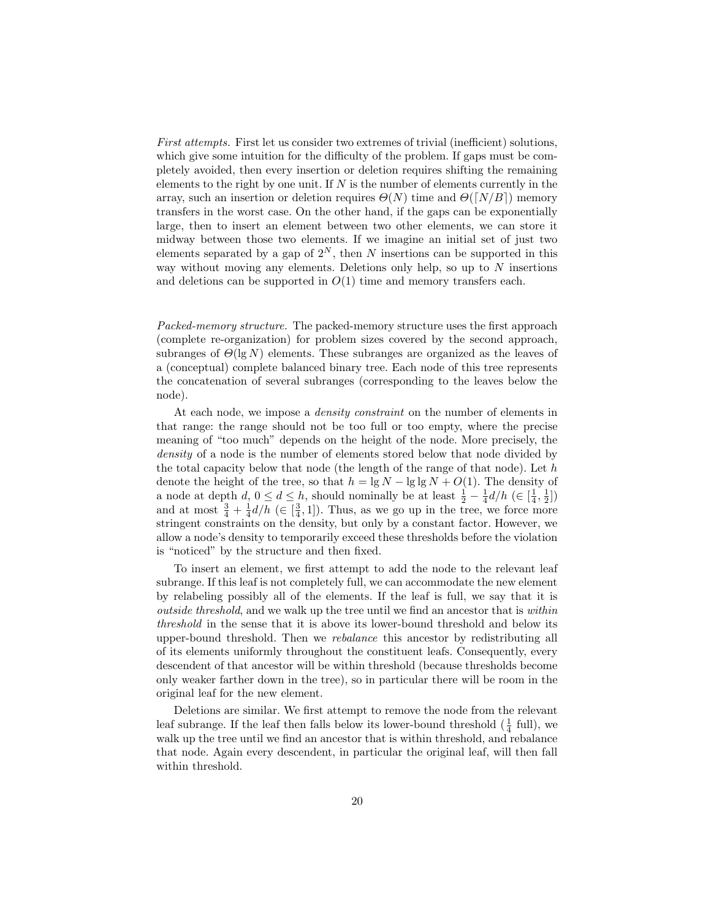*First attempts.* First let us consider two extremes of trivial (inefficient) solutions, which give some intuition for the difficulty of the problem. If gaps must be completely avoided, then every insertion or deletion requires shifting the remaining elements to the right by one unit. If $N$ is the number of elements currently in the array, such an insertion or deletion requires $\Theta(N)$ time and $\Theta(\lceil N/B \rceil)$ memory transfers in the worst case. On the other hand, if the gaps can be exponentially large, then to insert an element between two other elements, we can store it midway between those two elements. If we imagine an initial set of just two elements separated by a gap of $2^N$, then $N$ insertions can be supported in this way without moving any elements. Deletions only help, so up to $N$ insertions and deletions can be supported in $O(1)$ time and memory transfers each.

*Packed-memory structure.* The packed-memory structure uses the first approach (complete re-organization) for problem sizes covered by the second approach, subranges of $\Theta(\lg N)$ elements. These subranges are organized as the leaves of a (conceptual) complete balanced binary tree. Each node of this tree represents the concatenation of several subranges (corresponding to the leaves below the node).

At each node, we impose a *density constraint* on the number of elements in that range: the range should not be too full or too empty, where the precise meaning of "too much" depends on the height of the node. More precisely, the *density* of a node is the number of elements stored below that node divided by the total capacity below that node (the length of the range of that node). Let $h$ denote the height of the tree, so that $h = \lg N - \lg \lg N + O(1)$. The density of a node at depth $d$, $0 \leq d \leq h$, should nominally be at least $\frac{1}{2} - \frac{1}{4}d/h$ ($\in [\frac{1}{4}, \frac{1}{2}]$) and at most $\frac{3}{4} + \frac{1}{4}d/h$ ($\in [\frac{3}{4}, 1]$). Thus, as we go up in the tree, we force more stringent constraints on the density, but only by a constant factor. However, we allow a node's density to temporarily exceed these thresholds before the violation is "noticed" by the structure and then fixed.

To insert an element, we first attempt to add the node to the relevant leaf subrange. If this leaf is not completely full, we can accommodate the new element by relabeling possibly all of the elements. If the leaf is full, we say that it is *outside threshold*, and we walk up the tree until we find an ancestor that is *within threshold* in the sense that it is above its lower-bound threshold and below its upper-bound threshold. Then we *rebalance* this ancestor by redistributing all of its elements uniformly throughout the constituent leafs. Consequently, every descendent of that ancestor will be within threshold (because thresholds become only weaker farther down in the tree), so in particular there will be room in the original leaf for the new element.

Deletions are similar. We first attempt to remove the node from the relevant leaf subrange. If the leaf then falls below its lower-bound threshold ($\frac{1}{4}$ full), we walk up the tree until we find an ancestor that is within threshold, and rebalance that node. Again every descendent, in particular the original leaf, will then fall within threshold.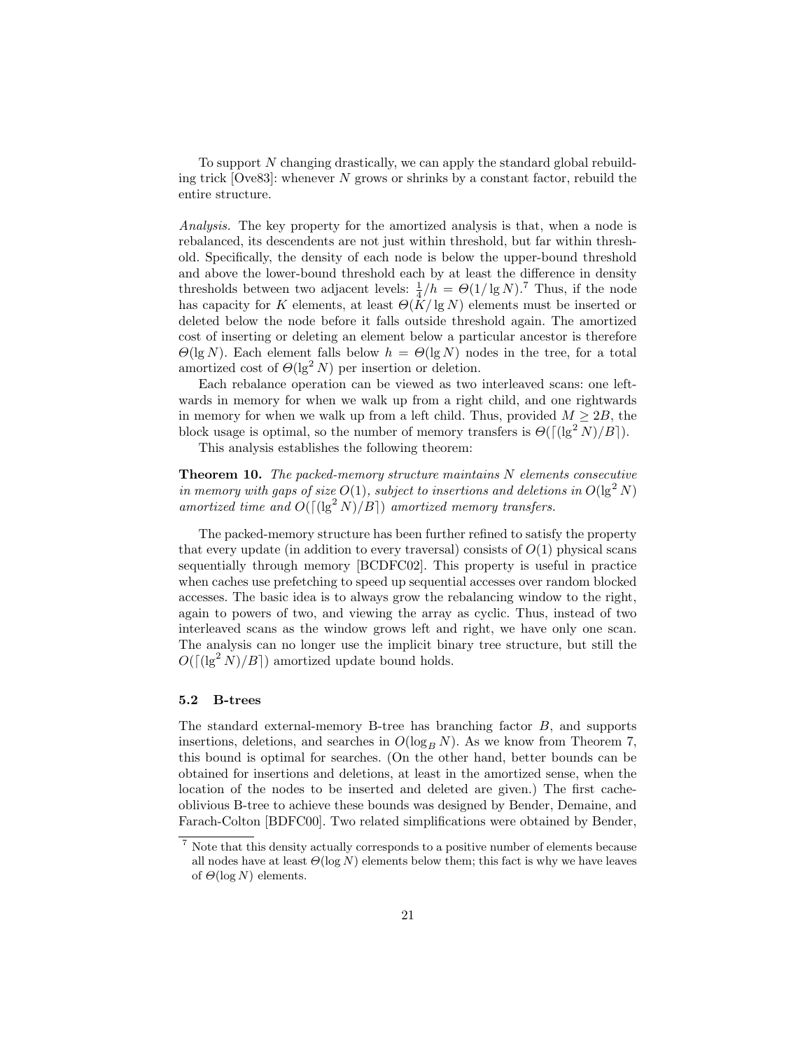To support $N$ changing drastically, we can apply the standard global rebuilding trick [Ove83]: whenever $N$ grows or shrinks by a constant factor, rebuild the entire structure.

*Analysis.* The key property for the amortized analysis is that, when a node is rebalanced, its descendents are not just within threshold, but far within threshold. Specifically, the density of each node is below the upper-bound threshold and above the lower-bound threshold each by at least the difference in density thresholds between two adjacent levels: $\frac{1}{4}/h = \Theta(1/\lg N)$.[7] Thus, if the node has capacity for $K$ elements, at least $\Theta(K/\lg N)$ elements must be inserted or deleted below the node before it falls outside threshold again. The amortized cost of inserting or deleting an element below a particular ancestor is therefore $\Theta(\lg N)$. Each element falls below $h = \Theta(\lg N)$ nodes in the tree, for a total amortized cost of $\Theta(\lg^2 N)$ per insertion or deletion.

Each rebalance operation can be viewed as two interleaved scans: one leftwards in memory for when we walk up from a right child, and one rightwards in memory for when we walk up from a left child. Thus, provided $M \geq 2B$, the block usage is optimal, so the number of memory transfers is $\Theta(\lceil(\lg^2 N)/B\rceil)$.

This analysis establishes the following theorem:

**Theorem 10.** *The packed-memory structure maintains $N$ elements consecutive in memory with gaps of size $O(1)$, subject to insertions and deletions in $O(\lg^2 N)$ amortized time and $O(\lceil(\lg^2 N)/B\rceil)$ amortized memory transfers.*

The packed-memory structure has been further refined to satisfy the property that every update (in addition to every traversal) consists of $O(1)$ physical scans sequentially through memory [BCDFC02]. This property is useful in practice when caches use prefetching to speed up sequential accesses over random blocked accesses. The basic idea is to always grow the rebalancing window to the right, again to powers of two, and viewing the array as cyclic. Thus, instead of two interleaved scans as the window grows left and right, we have only one scan. The analysis can no longer use the implicit binary tree structure, but still the $O(\lceil(\lg^2 N)/B\rceil)$ amortized update bound holds.

### 5.2 B-trees

The standard external-memory B-tree has branching factor $B$, and supports insertions, deletions, and searches in $O(\log_B N)$. As we know from Theorem 7, this bound is optimal for searches. (On the other hand, better bounds can be obtained for insertions and deletions, at least in the amortized sense, when the location of the nodes to be inserted and deleted are given.) The first cache-oblivious B-tree to achieve these bounds was designed by Bender, Demaine, and Farach-Colton [BDFC00]. Two related simplifications were obtained by Bender,

---

[7] Note that this density actually corresponds to a positive number of elements because all nodes have at least $\Theta(\log N)$ elements below them; this fact is why we have leaves of $\Theta(\log N)$ elements.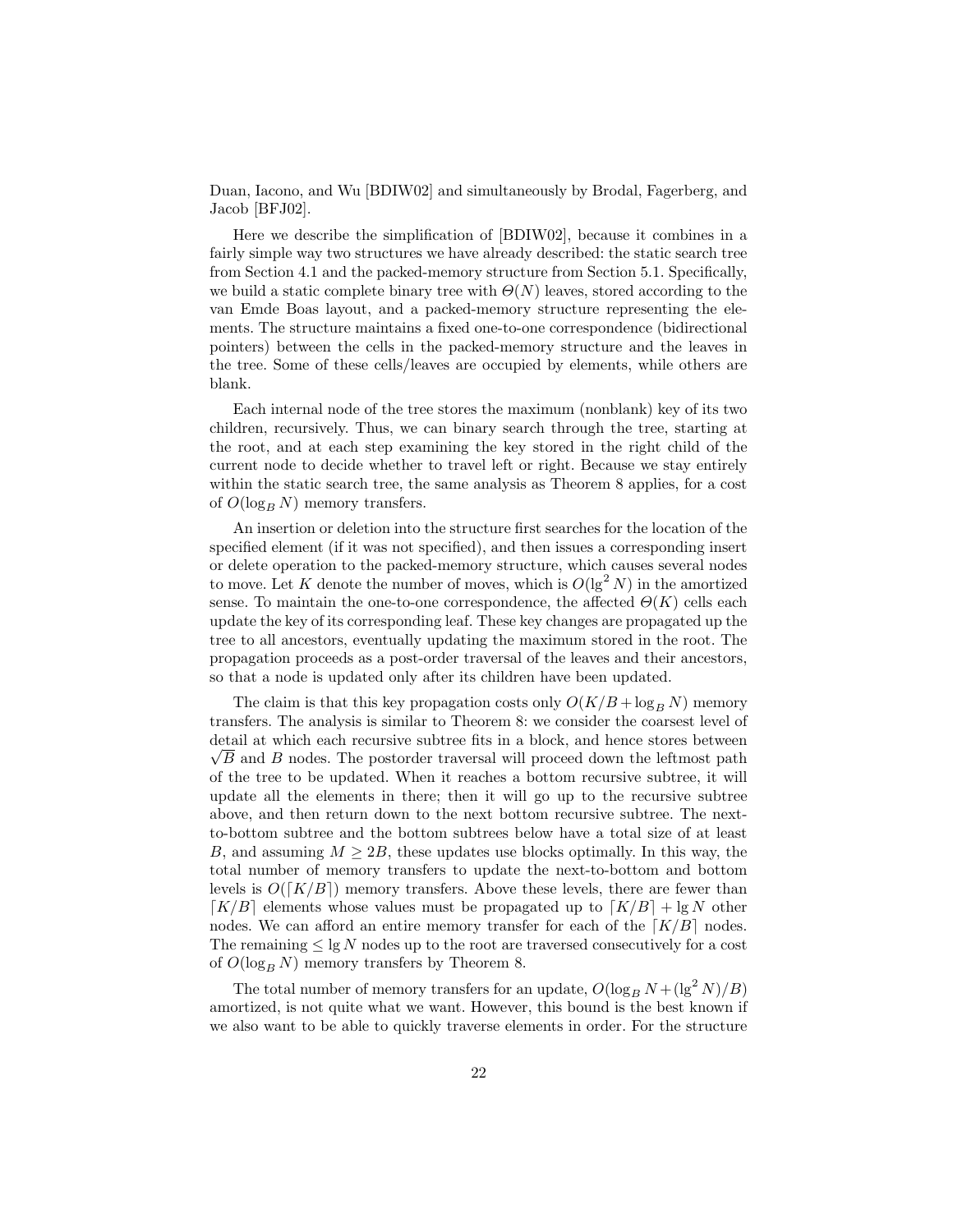Duan, Iacono, and Wu [BDIW02] and simultaneously by Brodal, Fagerberg, and Jacob [BFJ02].

Here we describe the simplification of [BDIW02], because it combines in a fairly simple way two structures we have already described: the static search tree from Section 4.1 and the packed-memory structure from Section 5.1. Specifically, we build a static complete binary tree with $\Theta(N)$ leaves, stored according to the van Emde Boas layout, and a packed-memory structure representing the elements. The structure maintains a fixed one-to-one correspondence (bidirectional pointers) between the cells in the packed-memory structure and the leaves in the tree. Some of these cells/leaves are occupied by elements, while others are blank.

Each internal node of the tree stores the maximum (nonblank) key of its two children, recursively. Thus, we can binary search through the tree, starting at the root, and at each step examining the key stored in the right child of the current node to decide whether to travel left or right. Because we stay entirely within the static search tree, the same analysis as Theorem 8 applies, for a cost of $O(\log_B N)$ memory transfers.

An insertion or deletion into the structure first searches for the location of the specified element (if it was not specified), and then issues a corresponding insert or delete operation to the packed-memory structure, which causes several nodes to move. Let $K$ denote the number of moves, which is $O(\lg^2 N)$ in the amortized sense. To maintain the one-to-one correspondence, the affected $\Theta(K)$ cells each update the key of its corresponding leaf. These key changes are propagated up the tree to all ancestors, eventually updating the maximum stored in the root. The propagation proceeds as a post-order traversal of the leaves and their ancestors, so that a node is updated only after its children have been updated.

The claim is that this key propagation costs only $O(K/B + \log_B N)$ memory transfers. The analysis is similar to Theorem 8: we consider the coarsest level of detail at which each recursive subtree fits in a block, and hence stores between $\sqrt{B}$ and $B$ nodes. The postorder traversal will proceed down the leftmost path of the tree to be updated. When it reaches a bottom recursive subtree, it will update all the elements in there; then it will go up to the recursive subtree above, and then return down to the next bottom recursive subtree. The next-to-bottom subtree and the bottom subtrees below have a total size of at least $B$, and assuming $M \geq 2B$, these updates use blocks optimally. In this way, the total number of memory transfers to update the next-to-bottom and bottom levels is $O(\lceil K/B \rceil)$ memory transfers. Above these levels, there are fewer than $\lceil K/B \rceil$ elements whose values must be propagated up to $\lceil K/B \rceil + \lg N$ other nodes. We can afford an entire memory transfer for each of the $\lceil K/B \rceil$ nodes. The remaining $\leq \lg N$ nodes up to the root are traversed consecutively for a cost of $O(\log_B N)$ memory transfers by Theorem 8.

The total number of memory transfers for an update, $O(\log_B N + (\lg^2 N)/B)$ amortized, is not quite what we want. However, this bound is the best known if we also want to be able to quickly traverse elements in order. For the structure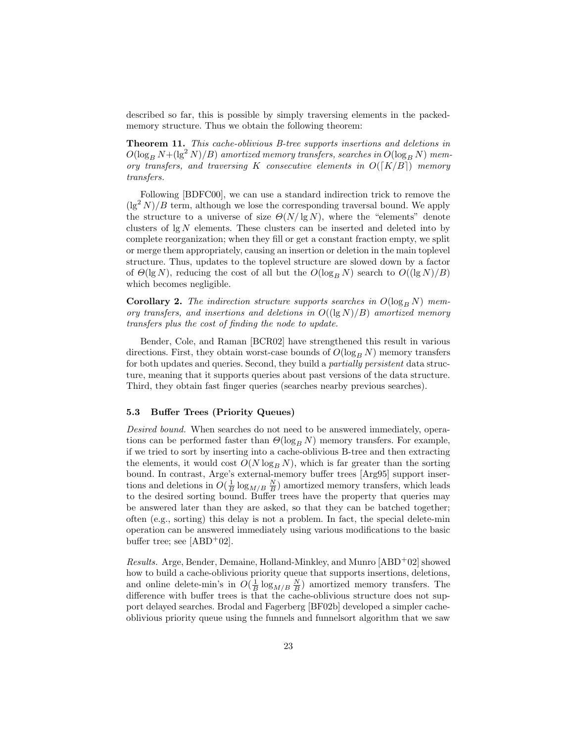described so far, this is possible by simply traversing elements in the packed-memory structure. Thus we obtain the following theorem:

**Theorem 11.** *This cache-oblivious B-tree supports insertions and deletions in $O(\log_B N + (\lg^2 N)/B)$ amortized memory transfers, searches in $O(\log_B N)$ memory transfers, and traversing $K$ consecutive elements in $O(\lceil K/B \rceil)$ memory transfers.*

Following [BDFC00], we can use a standard indirection trick to remove the $(\lg^2 N)/B$ term, although we lose the corresponding traversal bound. We apply the structure to a universe of size $\Theta(N/\lg N)$, where the "elements" denote clusters of $\lg N$ elements. These clusters can be inserted and deleted into by complete reorganization; when they fill or get a constant fraction empty, we split or merge them appropriately, causing an insertion or deletion in the main toplevel structure. Thus, updates to the toplevel structure are slowed down by a factor of $\Theta(\lg N)$, reducing the cost of all but the $O(\log_B N)$ search to $O((\lg N)/B)$ which becomes negligible.

**Corollary 2.** *The indirection structure supports searches in $O(\log_B N)$ memory transfers, and insertions and deletions in $O((\lg N)/B)$ amortized memory transfers plus the cost of finding the node to update.*

Bender, Cole, and Raman [BCR02] have strengthened this result in various directions. First, they obtain worst-case bounds of $O(\log_B N)$ memory transfers for both updates and queries. Second, they build a *partially persistent* data structure, meaning that it supports queries about past versions of the data structure. Third, they obtain fast finger queries (searches nearby previous searches).

### 5.3 Buffer Trees (Priority Queues)

*Desired bound.* When searches do not need to be answered immediately, operations can be performed faster than $\Theta(\log_B N)$ memory transfers. For example, if we tried to sort by inserting into a cache-oblivious B-tree and then extracting the elements, it would cost $O(N \log_B N)$, which is far greater than the sorting bound. In contrast, Arge's external-memory buffer trees [Arg95] support insertions and deletions in $O(\frac{1}{B} \log_{M/B} \frac{N}{B})$ amortized memory transfers, which leads to the desired sorting bound. Buffer trees have the property that queries may be answered later than they are asked, so that they can be batched together; often (e.g., sorting) this delay is not a problem. In fact, the special delete-min operation can be answered immediately using various modifications to the basic buffer tree; see [ABD+02].

*Results.* Arge, Bender, Demaine, Holland-Minkley, and Munro [ABD+02] showed how to build a cache-oblivious priority queue that supports insertions, deletions, and online delete-min's in $O(\frac{1}{B} \log_{M/B} \frac{N}{B})$ amortized memory transfers. The difference with buffer trees is that the cache-oblivious structure does not support delayed searches. Brodal and Fagerberg [BF02b] developed a simpler cache-oblivious priority queue using the funnels and funnelsort algorithm that we saw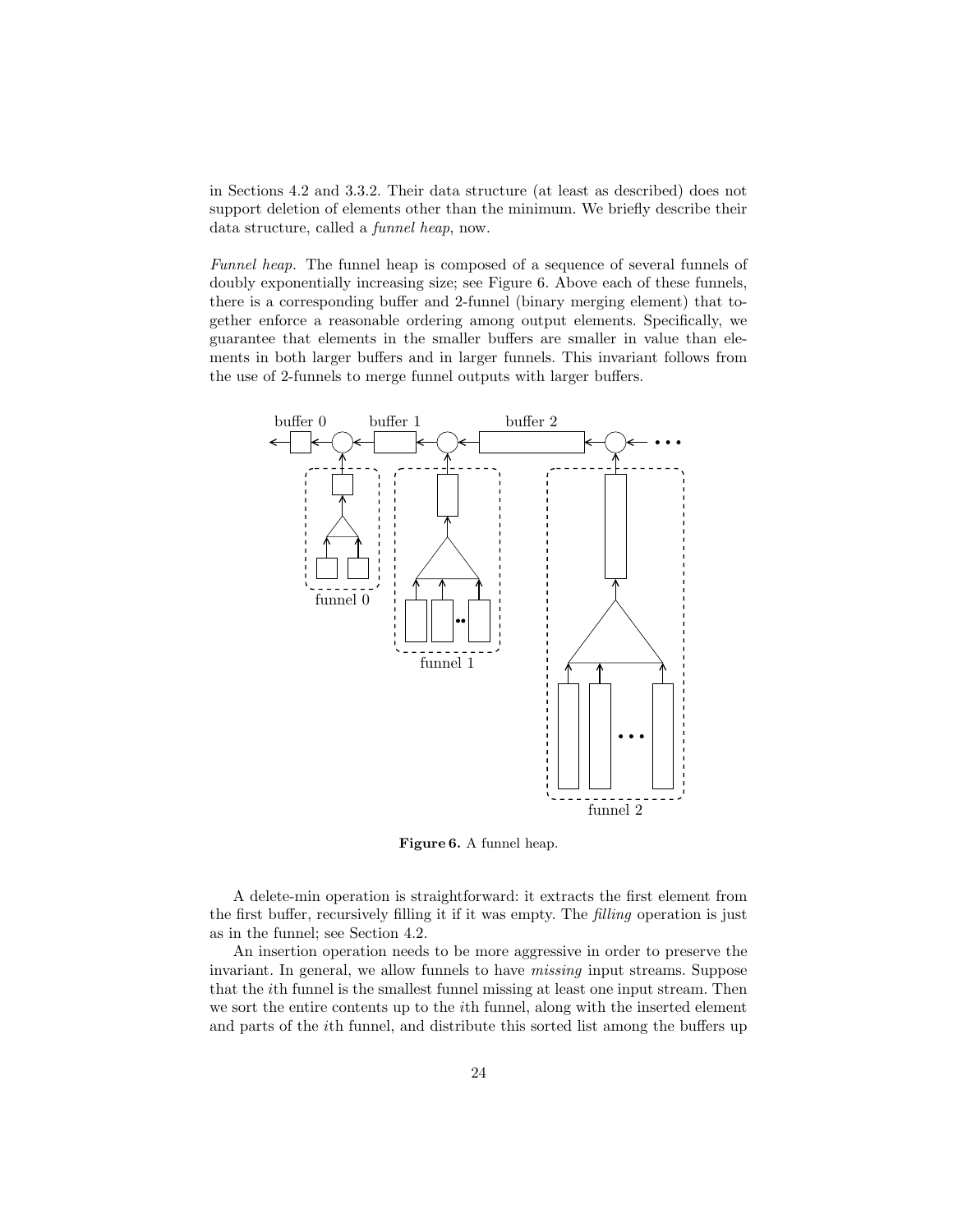in Sections 4.2 and 3.3.2. Their data structure (at least as described) does not support deletion of elements other than the minimum. We briefly describe their data structure, called a *funnel heap*, now.

*Funnel heap.* The funnel heap is composed of a sequence of several funnels of doubly exponentially increasing size; see Figure 6. Above each of these funnels, there is a corresponding buffer and 2-funnel (binary merging element) that together enforce a reasonable ordering among output elements. Specifically, we guarantee that elements in the smaller buffers are smaller in value than elements in both larger buffers and in larger funnels. This invariant follows from the use of 2-funnels to merge funnel outputs with larger buffers.

**Figure 6.** A funnel heap.

A delete-min operation is straightforward: it extracts the first element from the first buffer, recursively filling it if it was empty. The *filling* operation is just as in the funnel; see Section 4.2.

An insertion operation needs to be more aggressive in order to preserve the invariant. In general, we allow funnels to have *missing* input streams. Suppose that the $i$th funnel is the smallest funnel missing at least one input stream. Then we sort the entire contents up to the $i$th funnel, along with the inserted element and parts of the $i$th funnel, and distribute this sorted list among the buffers up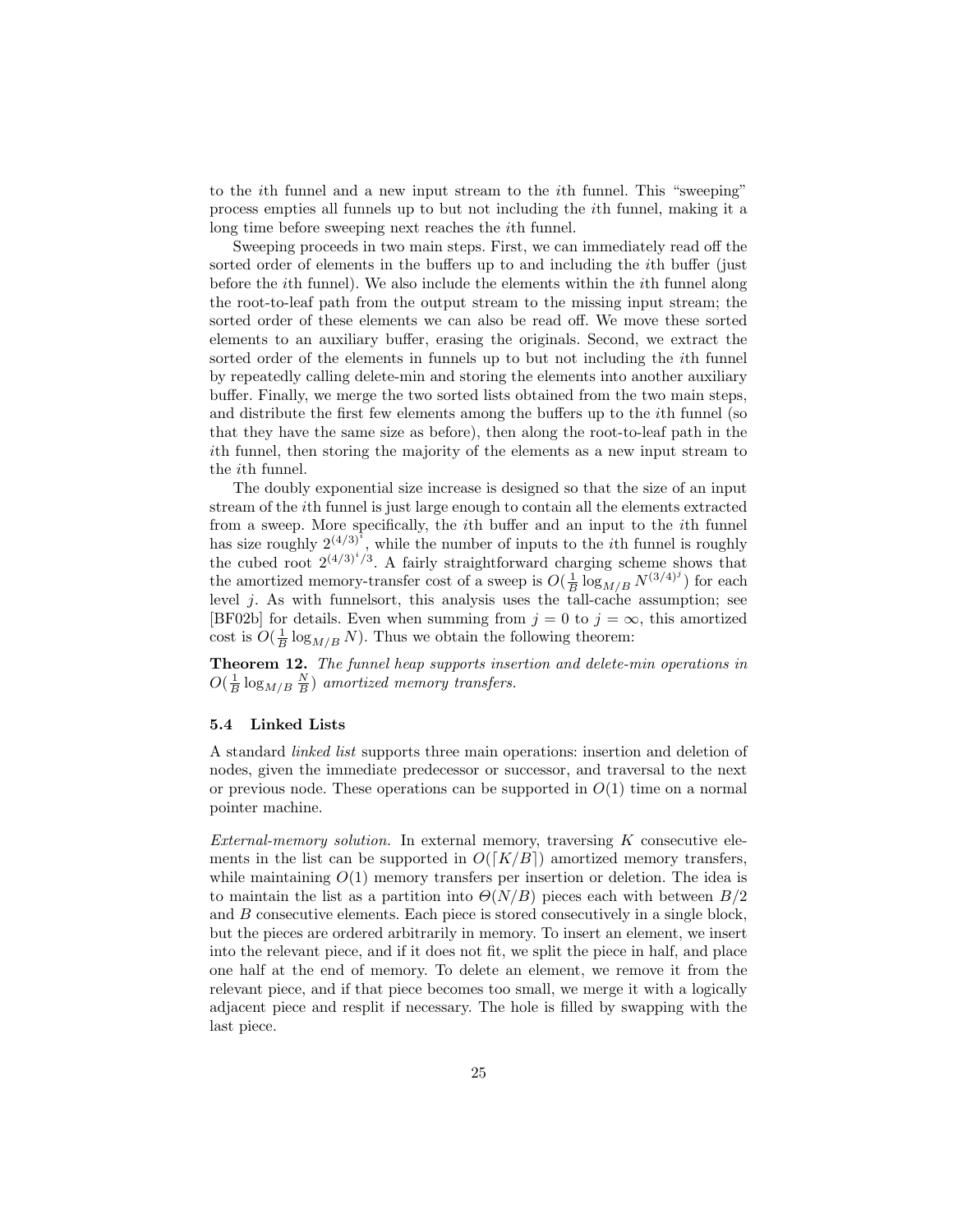to the $i$th funnel and a new input stream to the $i$th funnel. This "sweeping" process empties all funnels up to but not including the $i$th funnel, making it a long time before sweeping next reaches the $i$th funnel.

Sweeping proceeds in two main steps. First, we can immediately read off the sorted order of elements in the buffers up to and including the $i$th buffer (just before the $i$th funnel). We also include the elements within the $i$th funnel along the root-to-leaf path from the output stream to the missing input stream; the sorted order of these elements we can also be read off. We move these sorted elements to an auxiliary buffer, erasing the originals. Second, we extract the sorted order of the elements in funnels up to but not including the $i$th funnel by repeatedly calling delete-min and storing the elements into another auxiliary buffer. Finally, we merge the two sorted lists obtained from the two main steps, and distribute the first few elements among the buffers up to the $i$th funnel (so that they have the same size as before), then along the root-to-leaf path in the $i$th funnel, then storing the majority of the elements as a new input stream to the $i$th funnel.

The doubly exponential size increase is designed so that the size of an input stream of the $i$th funnel is just large enough to contain all the elements extracted from a sweep. More specifically, the $i$th buffer and an input to the $i$th funnel has size roughly $2^{(4/3)^i}$, while the number of inputs to the $i$th funnel is roughly the cubed root $2^{(4/3)^i/3}$. A fairly straightforward charging scheme shows that the amortized memory-transfer cost of a sweep is $O(\frac{1}{B} \log_{M/B} N^{(3/4)^j})$ for each level $j$. As with funnelsort, this analysis uses the tall-cache assumption; see [BF02b] for details. Even when summing from $j = 0$ to $j = \infty$, this amortized cost is $O(\frac{1}{B} \log_{M/B} N)$. Thus we obtain the following theorem:

**Theorem 12.** *The funnel heap supports insertion and delete-min operations in* $O(\frac{1}{B} \log_{M/B} \frac{N}{B})$ *amortized memory transfers.*

### 5.4 Linked Lists

A standard *linked list* supports three main operations: insertion and deletion of nodes, given the immediate predecessor or successor, and traversal to the next or previous node. These operations can be supported in $O(1)$ time on a normal pointer machine.

*External-memory solution.* In external memory, traversing $K$ consecutive elements in the list can be supported in $O(\lceil K/B \rceil)$ amortized memory transfers, while maintaining $O(1)$ memory transfers per insertion or deletion. The idea is to maintain the list as a partition into $\Theta(N/B)$ pieces each with between $B/2$ and $B$ consecutive elements. Each piece is stored consecutively in a single block, but the pieces are ordered arbitrarily in memory. To insert an element, we insert into the relevant piece, and if it does not fit, we split the piece in half, and place one half at the end of memory. To delete an element, we remove it from the relevant piece, and if that piece becomes too small, we merge it with a logically adjacent piece and resplit if necessary. The hole is filled by swapping with the last piece.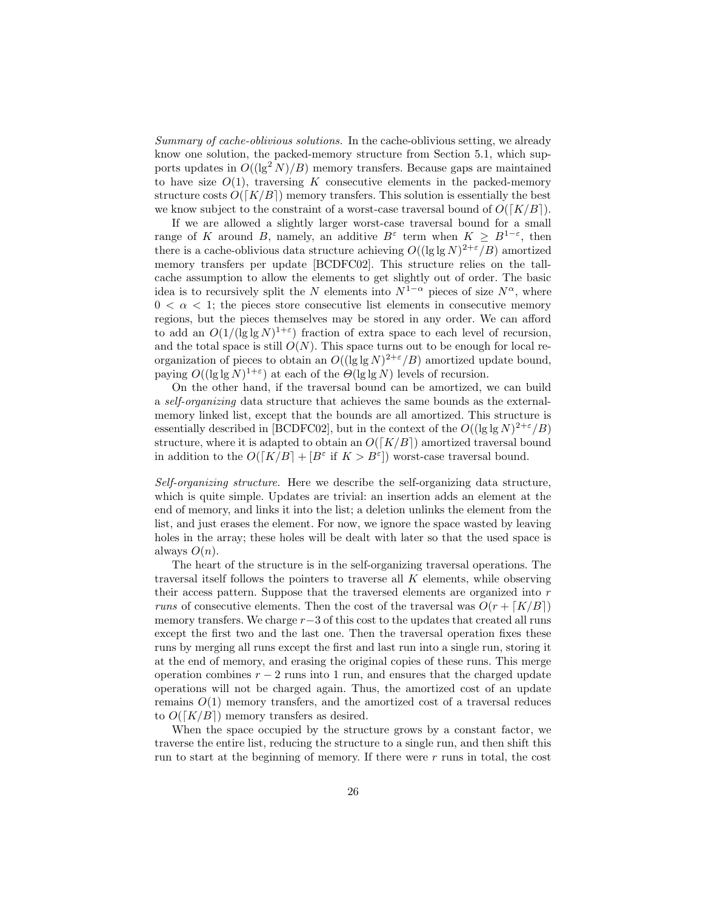*Summary of cache-oblivious solutions.* In the cache-oblivious setting, we already know one solution, the packed-memory structure from Section 5.1, which supports updates in $O((\lg^2 N)/B)$ memory transfers. Because gaps are maintained to have size $O(1)$, traversing $K$ consecutive elements in the packed-memory structure costs $O(\lceil K/B \rceil)$ memory transfers. This solution is essentially the best we know subject to the constraint of a worst-case traversal bound of $O(\lceil K/B \rceil)$.

If we are allowed a slightly larger worst-case traversal bound for a small range of $K$ around $B$, namely, an additive $B^\varepsilon$ term when $K \geq B^{1-\varepsilon}$, then there is a cache-oblivious data structure achieving $O((\lg \lg N)^{2+\varepsilon}/B)$ amortized memory transfers per update [BCDFC02]. This structure relies on the tall-cache assumption to allow the elements to get slightly out of order. The basic idea is to recursively split the $N$ elements into $N^{1-\alpha}$ pieces of size $N^\alpha$, where $0 < \alpha < 1$; the pieces store consecutive list elements in consecutive memory regions, but the pieces themselves may be stored in any order. We can afford to add an $O(1/(\lg \lg N)^{1+\varepsilon})$ fraction of extra space to each level of recursion, and the total space is still $O(N)$. This space turns out to be enough for local reorganization of pieces to obtain an $O((\lg \lg N)^{2+\varepsilon}/B)$ amortized update bound, paying $O((\lg \lg N)^{1+\varepsilon})$ at each of the $\Theta(\lg \lg N)$ levels of recursion.

On the other hand, if the traversal bound can be amortized, we can build a *self-organizing* data structure that achieves the same bounds as the external-memory linked list, except that the bounds are all amortized. This structure is essentially described in [BCDFC02], but in the context of the $O((\lg \lg N)^{2+\varepsilon}/B)$ structure, where it is adapted to obtain an $O(\lceil K/B \rceil)$ amortized traversal bound in addition to the $O(\lceil K/B \rceil + [B^\varepsilon \text{ if } K > B^\varepsilon])$ worst-case traversal bound.

*Self-organizing structure.* Here we describe the self-organizing data structure, which is quite simple. Updates are trivial: an insertion adds an element at the end of memory, and links it into the list; a deletion unlinks the element from the list, and just erases the element. For now, we ignore the space wasted by leaving holes in the array; these holes will be dealt with later so that the used space is always $O(n)$.

The heart of the structure is in the self-organizing traversal operations. The traversal itself follows the pointers to traverse all $K$ elements, while observing their access pattern. Suppose that the traversed elements are organized into $r$ *runs* of consecutive elements. Then the cost of the traversal was $O(r + \lceil K/B \rceil)$ memory transfers. We charge $r-3$ of this cost to the updates that created all runs except the first two and the last one. Then the traversal operation fixes these runs by merging all runs except the first and last run into a single run, storing it at the end of memory, and erasing the original copies of these runs. This merge operation combines $r-2$ runs into 1 run, and ensures that the charged update operations will not be charged again. Thus, the amortized cost of an update remains $O(1)$ memory transfers, and the amortized cost of a traversal reduces to $O(\lceil K/B \rceil)$ memory transfers as desired.

When the space occupied by the structure grows by a constant factor, we traverse the entire list, reducing the structure to a single run, and then shift this run to start at the beginning of memory. If there were $r$ runs in total, the cost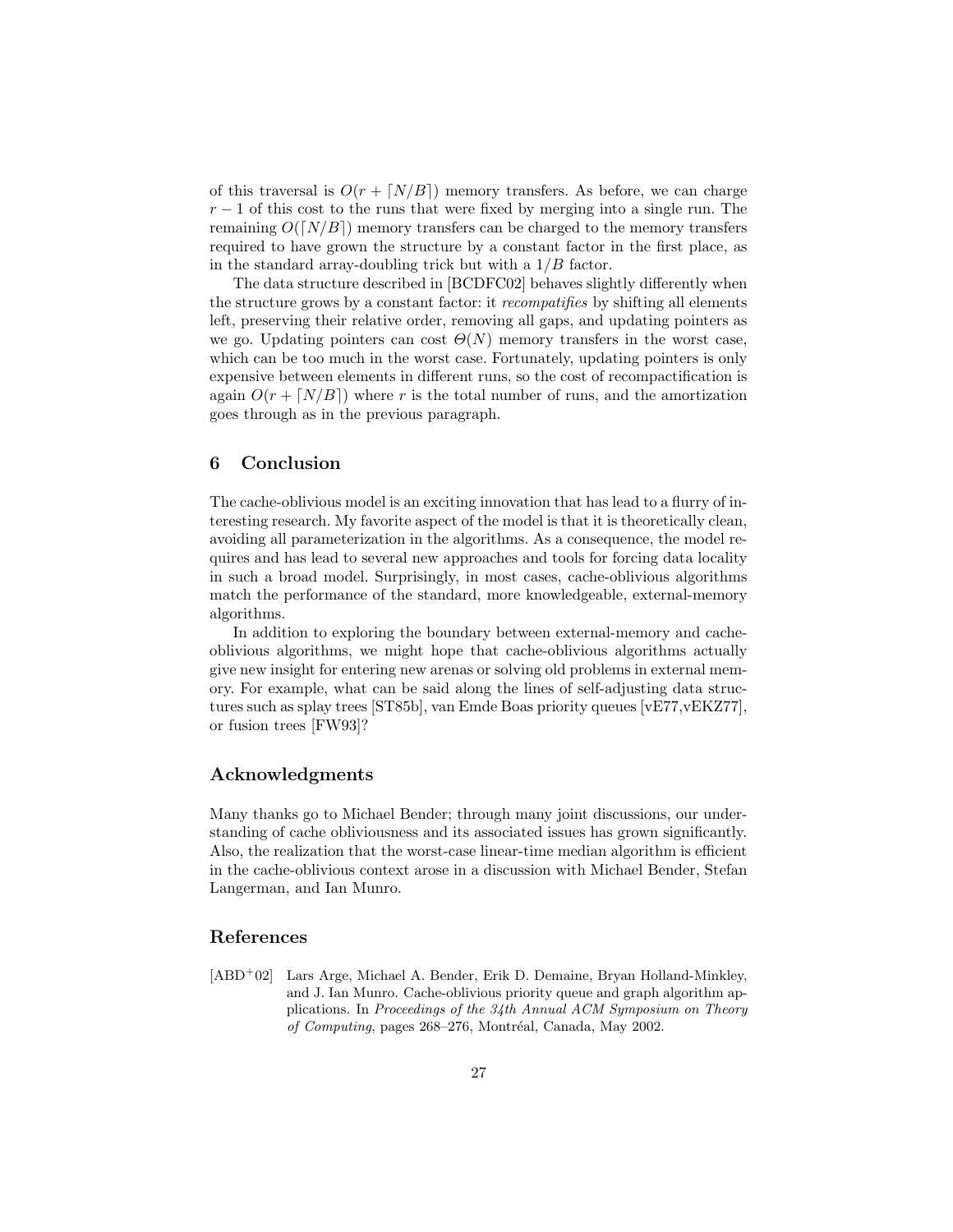of this traversal is $O(r + \lceil N/B \rceil)$ memory transfers. As before, we can charge $r - 1$ of this cost to the runs that were fixed by merging into a single run. The remaining $O(\lceil N/B \rceil)$ memory transfers can be charged to the memory transfers required to have grown the structure by a constant factor in the first place, as in the standard array-doubling trick but with a $1/B$ factor.

The data structure described in [BCDFC02] behaves slightly differently when the structure grows by a constant factor: it *recompatifies* by shifting all elements left, preserving their relative order, removing all gaps, and updating pointers as we go. Updating pointers can cost $\Theta(N)$ memory transfers in the worst case, which can be too much in the worst case. Fortunately, updating pointers is only expensive between elements in different runs, so the cost of recompactification is again $O(r + \lceil N/B \rceil)$ where $r$ is the total number of runs, and the amortization goes through as in the previous paragraph.

## 6 Conclusion

The cache-oblivious model is an exciting innovation that has lead to a flurry of interesting research. My favorite aspect of the model is that it is theoretically clean, avoiding all parameterization in the algorithms. As a consequence, the model requires and has lead to several new approaches and tools for forcing data locality in such a broad model. Surprisingly, in most cases, cache-oblivious algorithms match the performance of the standard, more knowledgeable, external-memory algorithms.

In addition to exploring the boundary between external-memory and cache-oblivious algorithms, we might hope that cache-oblivious algorithms actually give new insight for entering new arenas or solving old problems in external memory. For example, what can be said along the lines of self-adjusting data structures such as splay trees [ST85b], van Emde Boas priority queues [vE77,vEKZ77], or fusion trees [FW93]?

## Acknowledgments

Many thanks go to Michael Bender; through many joint discussions, our understanding of cache obliviousness and its associated issues has grown significantly. Also, the realization that the worst-case linear-time median algorithm is efficient in the cache-oblivious context arose in a discussion with Michael Bender, Stefan Langerman, and Ian Munro.

## References

[ABD+02] Lars Arge, Michael A. Bender, Erik D. Demaine, Bryan Holland-Minkley, and J. Ian Munro. Cache-oblivious priority queue and graph algorithm applications. In *Proceedings of the 34th Annual ACM Symposium on Theory of Computing*, pages 268–276, Montréal, Canada, May 2002.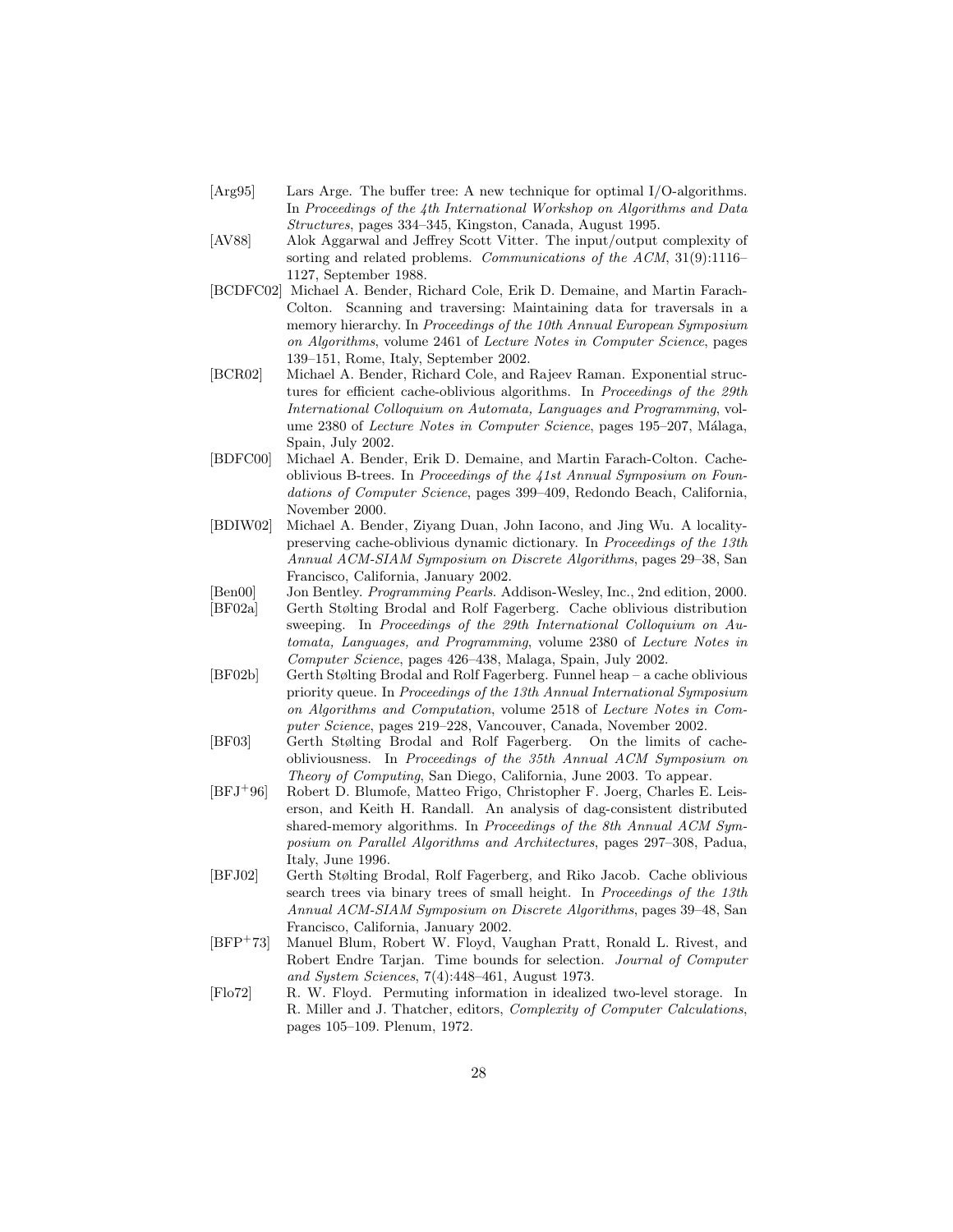[Arg95] Lars Arge. The buffer tree: A new technique for optimal I/O-algorithms. In *Proceedings of the 4th International Workshop on Algorithms and Data Structures*, pages 334–345, Kingston, Canada, August 1995.

[AV88] Alok Aggarwal and Jeffrey Scott Vitter. The input/output complexity of sorting and related problems. *Communications of the ACM*, 31(9):1116–1127, September 1988.

[BCDFC02] Michael A. Bender, Richard Cole, Erik D. Demaine, and Martin Farach-Colton. Scanning and traversing: Maintaining data for traversals in a memory hierarchy. In *Proceedings of the 10th Annual European Symposium on Algorithms*, volume 2461 of *Lecture Notes in Computer Science*, pages 139–151, Rome, Italy, September 2002.

[BCR02] Michael A. Bender, Richard Cole, and Rajeev Raman. Exponential structures for efficient cache-oblivious algorithms. In *Proceedings of the 29th International Colloquium on Automata, Languages and Programming*, volume 2380 of *Lecture Notes in Computer Science*, pages 195–207, Málaga, Spain, July 2002.

[BDFC00] Michael A. Bender, Erik D. Demaine, and Martin Farach-Colton. Cache-oblivious B-trees. In *Proceedings of the 41st Annual Symposium on Foundations of Computer Science*, pages 399–409, Redondo Beach, California, November 2000.

[BDIW02] Michael A. Bender, Ziyang Duan, John Iacono, and Jing Wu. A locality-preserving cache-oblivious dynamic dictionary. In *Proceedings of the 13th Annual ACM-SIAM Symposium on Discrete Algorithms*, pages 29–38, San Francisco, California, January 2002.

[Ben00] Jon Bentley. *Programming Pearls*. Addison-Wesley, Inc., 2nd edition, 2000.

[BF02a] Gerth Stølting Brodal and Rolf Fagerberg. Cache oblivious distribution sweeping. In *Proceedings of the 29th International Colloquium on Automata, Languages, and Programming*, volume 2380 of *Lecture Notes in Computer Science*, pages 426–438, Malaga, Spain, July 2002.

[BF02b] Gerth Stølting Brodal and Rolf Fagerberg. Funnel heap – a cache oblivious priority queue. In *Proceedings of the 13th Annual International Symposium on Algorithms and Computation*, volume 2518 of *Lecture Notes in Computer Science*, pages 219–228, Vancouver, Canada, November 2002.

[BF03] Gerth Stølting Brodal and Rolf Fagerberg. On the limits of cache-obliviousness. In *Proceedings of the 35th Annual ACM Symposium on Theory of Computing*, San Diego, California, June 2003. To appear.

[BFJ+96] Robert D. Blumofe, Matteo Frigo, Christopher F. Joerg, Charles E. Leiserson, and Keith H. Randall. An analysis of dag-consistent distributed shared-memory algorithms. In *Proceedings of the 8th Annual ACM Symposium on Parallel Algorithms and Architectures*, pages 297–308, Padua, Italy, June 1996.

[BFJ02] Gerth Stølting Brodal, Rolf Fagerberg, and Riko Jacob. Cache oblivious search trees via binary trees of small height. In *Proceedings of the 13th Annual ACM-SIAM Symposium on Discrete Algorithms*, pages 39–48, San Francisco, California, January 2002.

[BFP+73] Manuel Blum, Robert W. Floyd, Vaughan Pratt, Ronald L. Rivest, and Robert Endre Tarjan. Time bounds for selection. *Journal of Computer and System Sciences*, 7(4):448–461, August 1973.

[Flo72] R. W. Floyd. Permuting information in idealized two-level storage. In R. Miller and J. Thatcher, editors, *Complexity of Computer Calculations*, pages 105–109. Plenum, 1972.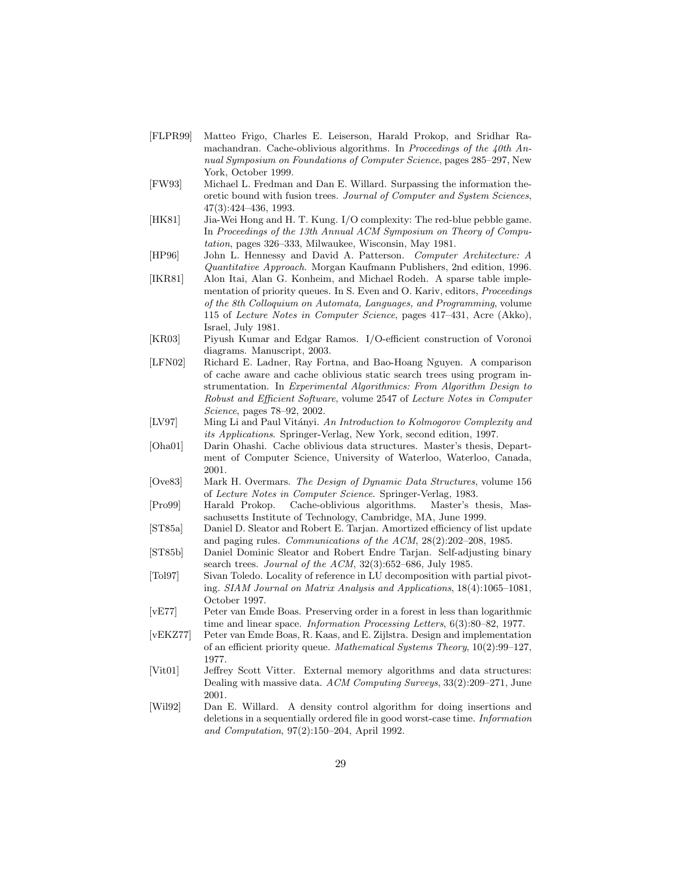[FLPR99] Matteo Frigo, Charles E. Leiserson, Harald Prokop, and Sridhar Ramachandran. Cache-oblivious algorithms. In *Proceedings of the 40th Annual Symposium on Foundations of Computer Science*, pages 285–297, New York, October 1999.

[FW93] Michael L. Fredman and Dan E. Willard. Surpassing the information theoretic bound with fusion trees. *Journal of Computer and System Sciences*, 47(3):424–436, 1993.

[HK81] Jia-Wei Hong and H. T. Kung. I/O complexity: The red-blue pebble game. In *Proceedings of the 13th Annual ACM Symposium on Theory of Computation*, pages 326–333, Milwaukee, Wisconsin, May 1981.

[HP96] John L. Hennessy and David A. Patterson. *Computer Architecture: A Quantitative Approach*. Morgan Kaufmann Publishers, 2nd edition, 1996.

[IKR81] Alon Itai, Alan G. Konheim, and Michael Rodeh. A sparse table implementation of priority queues. In S. Even and O. Kariv, editors, *Proceedings of the 8th Colloquium on Automata, Languages, and Programming*, volume 115 of *Lecture Notes in Computer Science*, pages 417–431, Acre (Akko), Israel, July 1981.

[KR03] Piyush Kumar and Edgar Ramos. I/O-efficient construction of Voronoi diagrams. Manuscript, 2003.

[LFN02] Richard E. Ladner, Ray Fortna, and Bao-Hoang Nguyen. A comparison of cache aware and cache oblivious static search trees using program instrumentation. In *Experimental Algorithmics: From Algorithm Design to Robust and Efficient Software*, volume 2547 of *Lecture Notes in Computer Science*, pages 78–92, 2002.

[LV97] Ming Li and Paul Vitányi. *An Introduction to Kolmogorov Complexity and its Applications*. Springer-Verlag, New York, second edition, 1997.

[Oha01] Darin Ohashi. Cache oblivious data structures. Master's thesis, Department of Computer Science, University of Waterloo, Waterloo, Canada, 2001.

[Ove83] Mark H. Overmars. *The Design of Dynamic Data Structures*, volume 156 of *Lecture Notes in Computer Science*. Springer-Verlag, 1983.

[Pro99] Harald Prokop. Cache-oblivious algorithms. Master's thesis, Massachusetts Institute of Technology, Cambridge, MA, June 1999.

[ST85a] Daniel D. Sleator and Robert E. Tarjan. Amortized efficiency of list update and paging rules. *Communications of the ACM*, 28(2):202–208, 1985.

[ST85b] Daniel Dominic Sleator and Robert Endre Tarjan. Self-adjusting binary search trees. *Journal of the ACM*, 32(3):652–686, July 1985.

[Tol97] Sivan Toledo. Locality of reference in LU decomposition with partial pivoting. *SIAM Journal on Matrix Analysis and Applications*, 18(4):1065–1081, October 1997.

[vE77] Peter van Emde Boas. Preserving order in a forest in less than logarithmic time and linear space. *Information Processing Letters*, 6(3):80–82, 1977.

[vEKZ77] Peter van Emde Boas, R. Kaas, and E. Zijlstra. Design and implementation of an efficient priority queue. *Mathematical Systems Theory*, 10(2):99–127, 1977.

[Vit01] Jeffrey Scott Vitter. External memory algorithms and data structures: Dealing with massive data. *ACM Computing Surveys*, 33(2):209–271, June 2001.

[Wil92] Dan E. Willard. A density control algorithm for doing insertions and deletions in a sequentially ordered file in good worst-case time. *Information and Computation*, 97(2):150–204, April 1992.